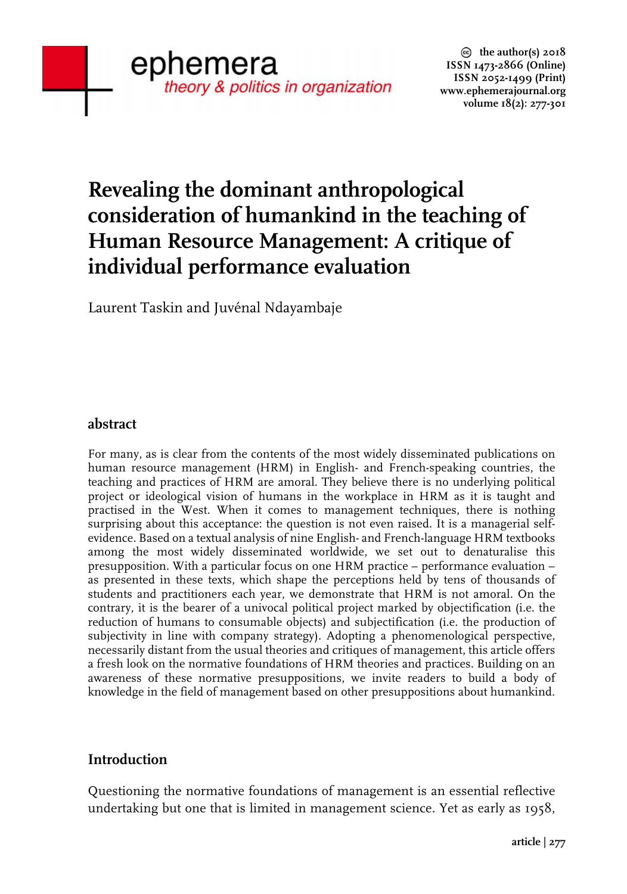# Revealing the dominant anthropological consideration of humankind in the teaching of Human Resource Management: A critique of individual performance evaluation

Laurent Taskin and Juvénal Ndayambaje

## abstract

For many, as is clear from the contents of the most widely disseminated publications on human resource management (HRM) in English- and French-speaking countries, the teaching and practices of HRM are amoral. They believe there is no underlying political project or ideological vision of humans in the workplace in HRM as it is taught and practised in the West. When it comes to management techniques, there is nothing surprising about this acceptance: the question is not even raised. It is a managerial self-evidence. Based on a textual analysis of nine English- and French-language HRM textbooks among the most widely disseminated worldwide, we set out to denaturalise this presupposition. With a particular focus on one HRM practice – performance evaluation – as presented in these texts, which shape the perceptions held by tens of thousands of students and practitioners each year, we demonstrate that HRM is not amoral. On the contrary, it is the bearer of a univocal political project marked by objectification (i.e. the reduction of humans to consumable objects) and subjectification (i.e. the production of subjectivity in line with company strategy). Adopting a phenomenological perspective, necessarily distant from the usual theories and critiques of management, this article offers a fresh look on the normative foundations of HRM theories and practices. Building on an awareness of these normative presuppositions, we invite readers to build a body of knowledge in the field of management based on other presuppositions about humankind.

## Introduction

Questioning the normative foundations of management is an essential reflective undertaking but one that is limited in management science. Yet as early as 1958,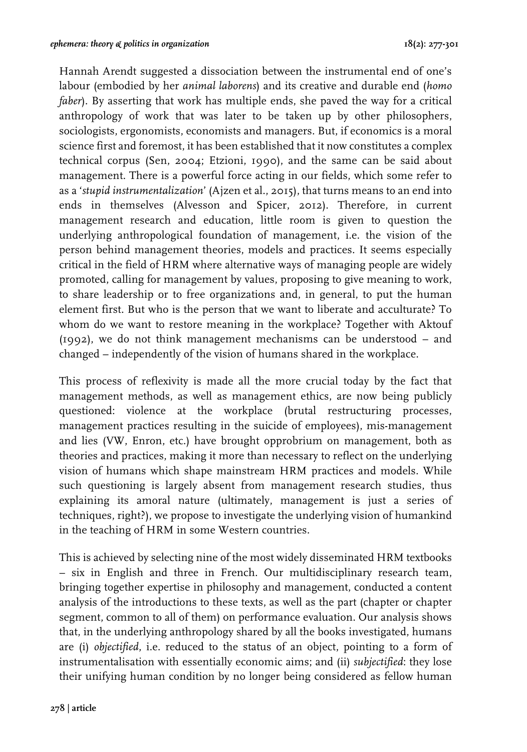Hannah Arendt suggested a dissociation between the instrumental end of one's labour (embodied by her *animal laborens*) and its creative and durable end (*homo faber*). By asserting that work has multiple ends, she paved the way for a critical anthropology of work that was later to be taken up by other philosophers, sociologists, ergonomists, economists and managers. But, if economics is a moral science first and foremost, it has been established that it now constitutes a complex technical corpus (Sen, 2004; Etzioni, 1990), and the same can be said about management. There is a powerful force acting in our fields, which some refer to as a '*stupid instrumentalization*' (Ajzen et al., 2015), that turns means to an end into ends in themselves (Alvesson and Spicer, 2012). Therefore, in current management research and education, little room is given to question the underlying anthropological foundation of management, i.e. the vision of the person behind management theories, models and practices. It seems especially critical in the field of HRM where alternative ways of managing people are widely promoted, calling for management by values, proposing to give meaning to work, to share leadership or to free organizations and, in general, to put the human element first. But who is the person that we want to liberate and acculturate? To whom do we want to restore meaning in the workplace? Together with Aktouf (1992), we do not think management mechanisms can be understood – and changed – independently of the vision of humans shared in the workplace.

This process of reflexivity is made all the more crucial today by the fact that management methods, as well as management ethics, are now being publicly questioned: violence at the workplace (brutal restructuring processes, management practices resulting in the suicide of employees), mis-management and lies (VW, Enron, etc.) have brought opprobrium on management, both as theories and practices, making it more than necessary to reflect on the underlying vision of humans which shape mainstream HRM practices and models. While such questioning is largely absent from management research studies, thus explaining its amoral nature (ultimately, management is just a series of techniques, right?), we propose to investigate the underlying vision of humankind in the teaching of HRM in some Western countries.

This is achieved by selecting nine of the most widely disseminated HRM textbooks – six in English and three in French. Our multidisciplinary research team, bringing together expertise in philosophy and management, conducted a content analysis of the introductions to these texts, as well as the part (chapter or chapter segment, common to all of them) on performance evaluation. Our analysis shows that, in the underlying anthropology shared by all the books investigated, humans are (i) *objectified*, i.e. reduced to the status of an object, pointing to a form of instrumentalisation with essentially economic aims; and (ii) *subjectified*: they lose their unifying human condition by no longer being considered as fellow human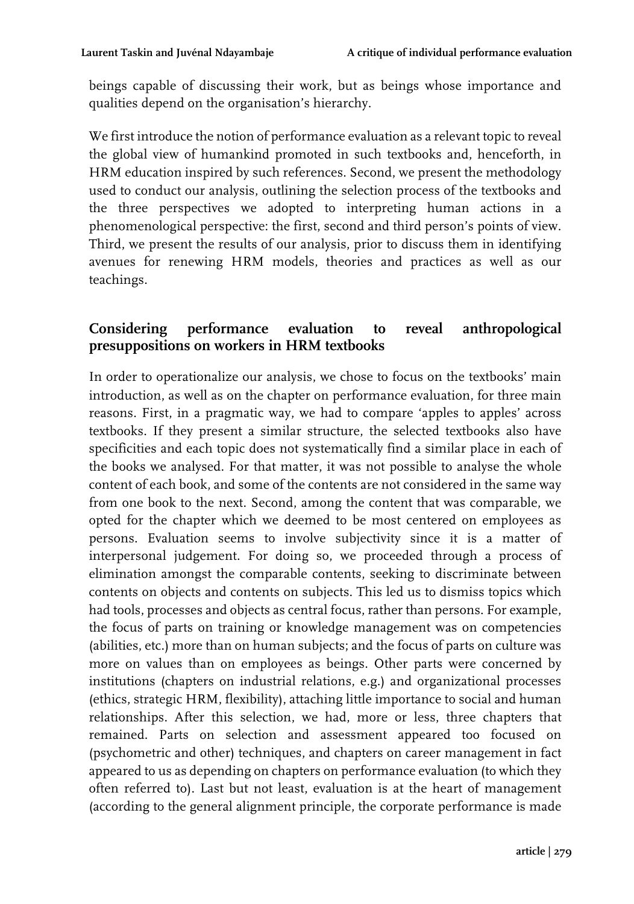beings capable of discussing their work, but as beings whose importance and qualities depend on the organisation's hierarchy.

We first introduce the notion of performance evaluation as a relevant topic to reveal the global view of humankind promoted in such textbooks and, henceforth, in HRM education inspired by such references. Second, we present the methodology used to conduct our analysis, outlining the selection process of the textbooks and the three perspectives we adopted to interpreting human actions in a phenomenological perspective: the first, second and third person's points of view. Third, we present the results of our analysis, prior to discuss them in identifying avenues for renewing HRM models, theories and practices as well as our teachings.

## Considering performance evaluation to reveal anthropological presuppositions on workers in HRM textbooks

In order to operationalize our analysis, we chose to focus on the textbooks' main introduction, as well as on the chapter on performance evaluation, for three main reasons. First, in a pragmatic way, we had to compare 'apples to apples' across textbooks. If they present a similar structure, the selected textbooks also have specificities and each topic does not systematically find a similar place in each of the books we analysed. For that matter, it was not possible to analyse the whole content of each book, and some of the contents are not considered in the same way from one book to the next. Second, among the content that was comparable, we opted for the chapter which we deemed to be most centered on employees as persons. Evaluation seems to involve subjectivity since it is a matter of interpersonal judgement. For doing so, we proceeded through a process of elimination amongst the comparable contents, seeking to discriminate between contents on objects and contents on subjects. This led us to dismiss topics which had tools, processes and objects as central focus, rather than persons. For example, the focus of parts on training or knowledge management was on competencies (abilities, etc.) more than on human subjects; and the focus of parts on culture was more on values than on employees as beings. Other parts were concerned by institutions (chapters on industrial relations, e.g.) and organizational processes (ethics, strategic HRM, flexibility), attaching little importance to social and human relationships. After this selection, we had, more or less, three chapters that remained. Parts on selection and assessment appeared too focused on (psychometric and other) techniques, and chapters on career management in fact appeared to us as depending on chapters on performance evaluation (to which they often referred to). Last but not least, evaluation is at the heart of management (according to the general alignment principle, the corporate performance is made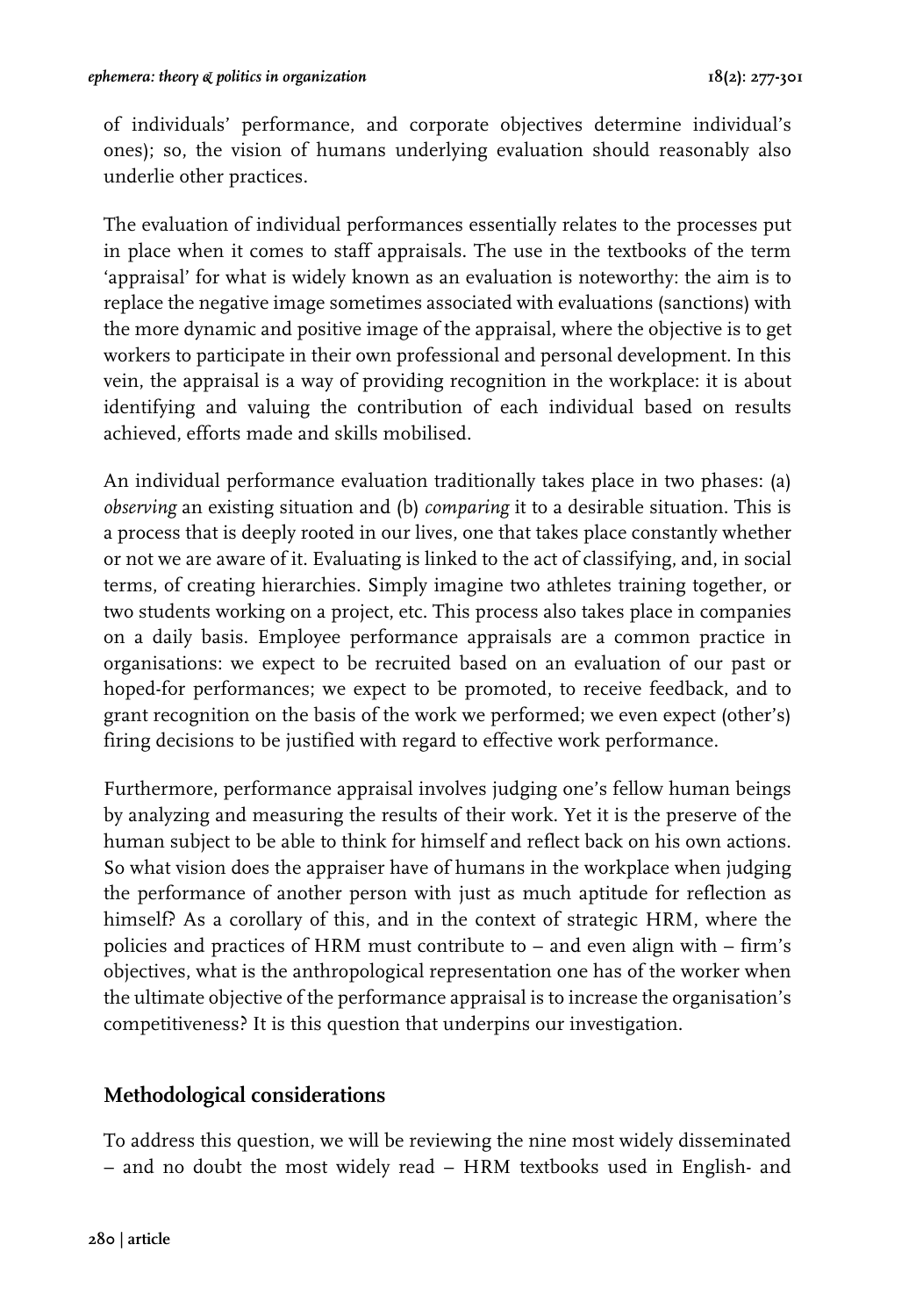of individuals' performance, and corporate objectives determine individual's ones); so, the vision of humans underlying evaluation should reasonably also underlie other practices.

The evaluation of individual performances essentially relates to the processes put in place when it comes to staff appraisals. The use in the textbooks of the term 'appraisal' for what is widely known as an evaluation is noteworthy: the aim is to replace the negative image sometimes associated with evaluations (sanctions) with the more dynamic and positive image of the appraisal, where the objective is to get workers to participate in their own professional and personal development. In this vein, the appraisal is a way of providing recognition in the workplace: it is about identifying and valuing the contribution of each individual based on results achieved, efforts made and skills mobilised.

An individual performance evaluation traditionally takes place in two phases: (a) *observing* an existing situation and (b) *comparing* it to a desirable situation. This is a process that is deeply rooted in our lives, one that takes place constantly whether or not we are aware of it. Evaluating is linked to the act of classifying, and, in social terms, of creating hierarchies. Simply imagine two athletes training together, or two students working on a project, etc. This process also takes place in companies on a daily basis. Employee performance appraisals are a common practice in organisations: we expect to be recruited based on an evaluation of our past or hoped-for performances; we expect to be promoted, to receive feedback, and to grant recognition on the basis of the work we performed; we even expect (other's) firing decisions to be justified with regard to effective work performance.

Furthermore, performance appraisal involves judging one's fellow human beings by analyzing and measuring the results of their work. Yet it is the preserve of the human subject to be able to think for himself and reflect back on his own actions. So what vision does the appraiser have of humans in the workplace when judging the performance of another person with just as much aptitude for reflection as himself? As a corollary of this, and in the context of strategic HRM, where the policies and practices of HRM must contribute to – and even align with – firm's objectives, what is the anthropological representation one has of the worker when the ultimate objective of the performance appraisal is to increase the organisation's competitiveness? It is this question that underpins our investigation.

## Methodological considerations

To address this question, we will be reviewing the nine most widely disseminated – and no doubt the most widely read – HRM textbooks used in English- and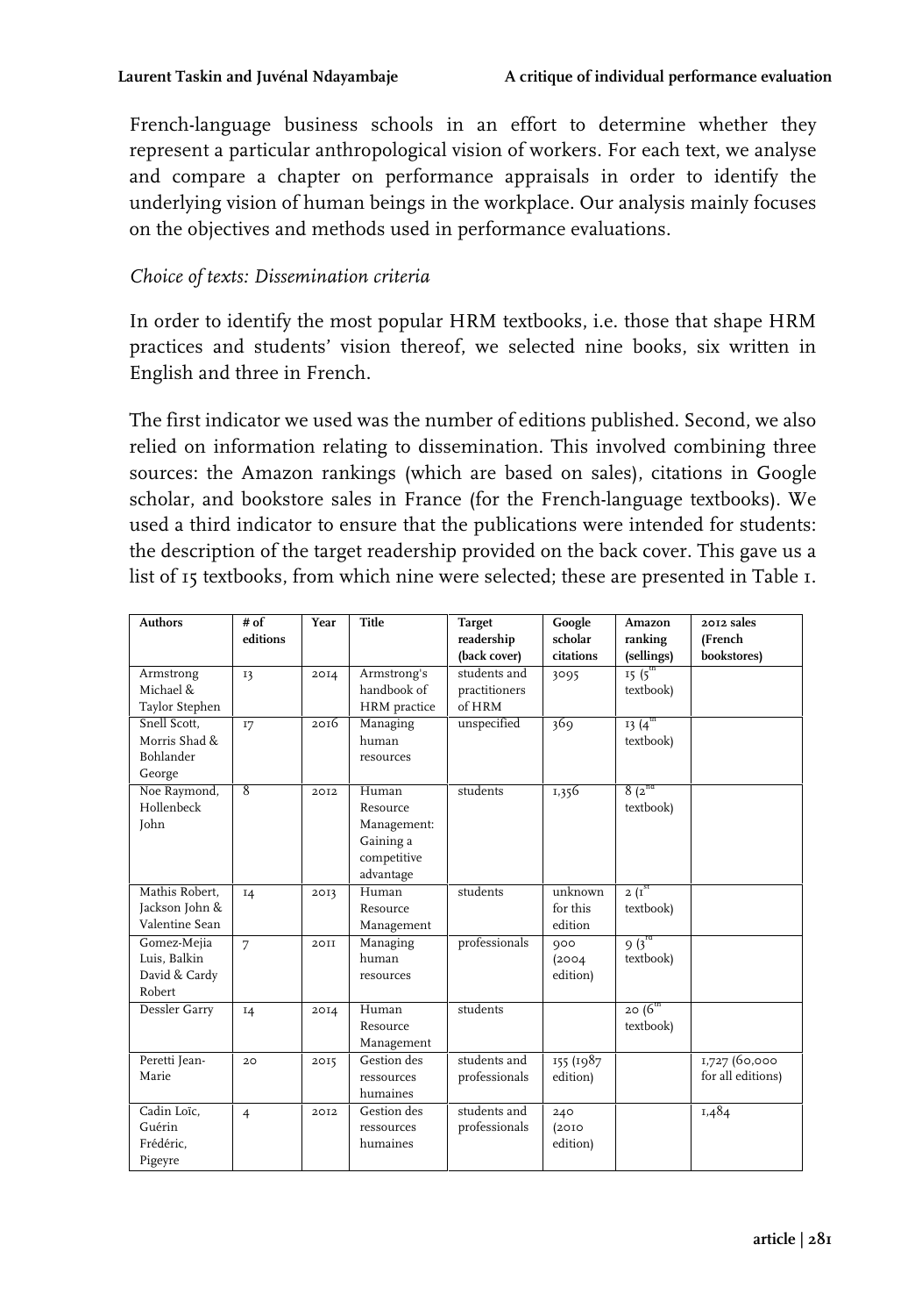French-language business schools in an effort to determine whether they represent a particular anthropological vision of workers. For each text, we analyse and compare a chapter on performance appraisals in order to identify the underlying vision of human beings in the workplace. Our analysis mainly focuses on the objectives and methods used in performance evaluations.

*Choice of texts: Dissemination criteria*

In order to identify the most popular HRM textbooks, i.e. those that shape HRM practices and students' vision thereof, we selected nine books, six written in English and three in French.

The first indicator we used was the number of editions published. Second, we also relied on information relating to dissemination. This involved combining three sources: the Amazon rankings (which are based on sales), citations in Google scholar, and bookstore sales in France (for the French-language textbooks). We used a third indicator to ensure that the publications were intended for students: the description of the target readership provided on the back cover. This gave us a list of 15 textbooks, from which nine were selected; these are presented in Table 1.

| Authors | # of editions | Year | Title | Target readership (back cover) | Google scholar citations | Amazon ranking (sellings) | 2012 sales (French bookstores) |
|---|---|---|---|---|---|---|---|
| Armstrong Michael & Taylor Stephen | 13 | 2014 | Armstrong's handbook of HRM practice | students and practitioners of HRM | 3095 | 15 (5th textbook) | |
| Snell Scott, Morris Shad & Bohlander George | 17 | 2016 | Managing human resources | unspecified | 369 | 13 (4th textbook) | |
| Noe Raymond, Hollenbeck John | 8 | 2012 | Human Resource Management: Gaining a competitive advantage | students | 1,356 | 8 (2nd textbook) | |
| Mathis Robert, Jackson John & Valentine Sean | 14 | 2013 | Human Resource Management | students | unknown for this edition | 2 (1st textbook) | |
| Gomez-Mejia Luis, Balkin David & Cardy Robert | 7 | 2011 | Managing human resources | professionals | 900 (2004 edition) | 9 (3rd textbook) | |
| Dessler Garry | 14 | 2014 | Human Resource Management | students | | 20 (6th textbook) | |
| Peretti Jean-Marie | 20 | 2015 | Gestion des ressources humaines | students and professionals | 155 (1987 edition) | | 1,727 (60,000 for all editions) |
| Cadin Loïc, Guérin Frédéric, Pigeyre | 4 | 2012 | Gestion des ressources humaines | students and professionals | 240 (2010 edition) | | 1,484 |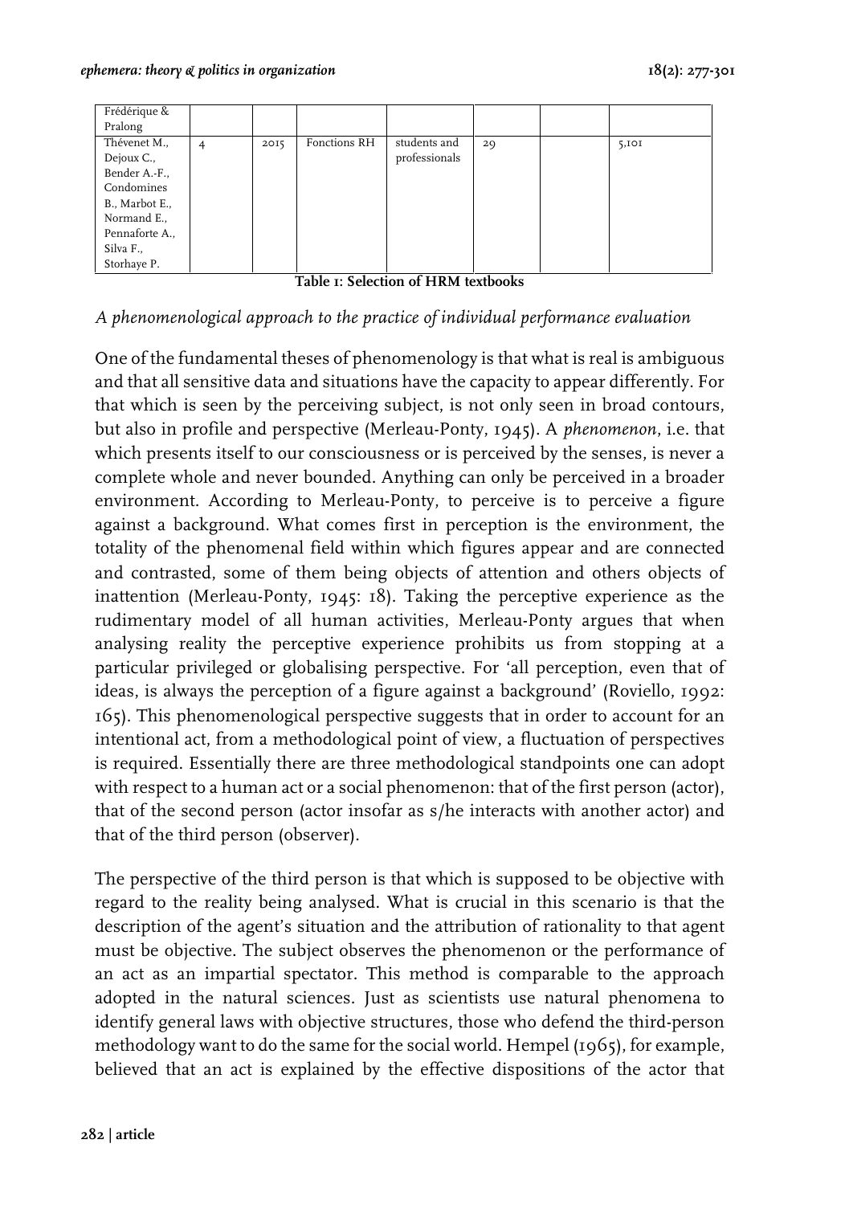| | | | | | | | |
|---|---|---|---|---|---|---|---|
| Frédérique & Pralong | | | | | | | |
| Thévenet M., Dejoux C., Bender A.-F., Condomines B., Marbot E., Normand E., Pennaforte A., Silva F., Storhaye P. | 4 | 2015 | Fonctions RH | students and professionals | 29 | | 5,101 |

**Table 1: Selection of HRM textbooks**

*A phenomenological approach to the practice of individual performance evaluation*

One of the fundamental theses of phenomenology is that what is real is ambiguous and that all sensitive data and situations have the capacity to appear differently. For that which is seen by the perceiving subject, is not only seen in broad contours, but also in profile and perspective (Merleau-Ponty, 1945). A *phenomenon*, i.e. that which presents itself to our consciousness or is perceived by the senses, is never a complete whole and never bounded. Anything can only be perceived in a broader environment. According to Merleau-Ponty, to perceive is to perceive a figure against a background. What comes first in perception is the environment, the totality of the phenomenal field within which figures appear and are connected and contrasted, some of them being objects of attention and others objects of inattention (Merleau-Ponty, 1945: 18). Taking the perceptive experience as the rudimentary model of all human activities, Merleau-Ponty argues that when analysing reality the perceptive experience prohibits us from stopping at a particular privileged or globalising perspective. For 'all perception, even that of ideas, is always the perception of a figure against a background' (Roviello, 1992: 165). This phenomenological perspective suggests that in order to account for an intentional act, from a methodological point of view, a fluctuation of perspectives is required. Essentially there are three methodological standpoints one can adopt with respect to a human act or a social phenomenon: that of the first person (actor), that of the second person (actor insofar as s/he interacts with another actor) and that of the third person (observer).

The perspective of the third person is that which is supposed to be objective with regard to the reality being analysed. What is crucial in this scenario is that the description of the agent's situation and the attribution of rationality to that agent must be objective. The subject observes the phenomenon or the performance of an act as an impartial spectator. This method is comparable to the approach adopted in the natural sciences. Just as scientists use natural phenomena to identify general laws with objective structures, those who defend the third-person methodology want to do the same for the social world. Hempel (1965), for example, believed that an act is explained by the effective dispositions of the actor that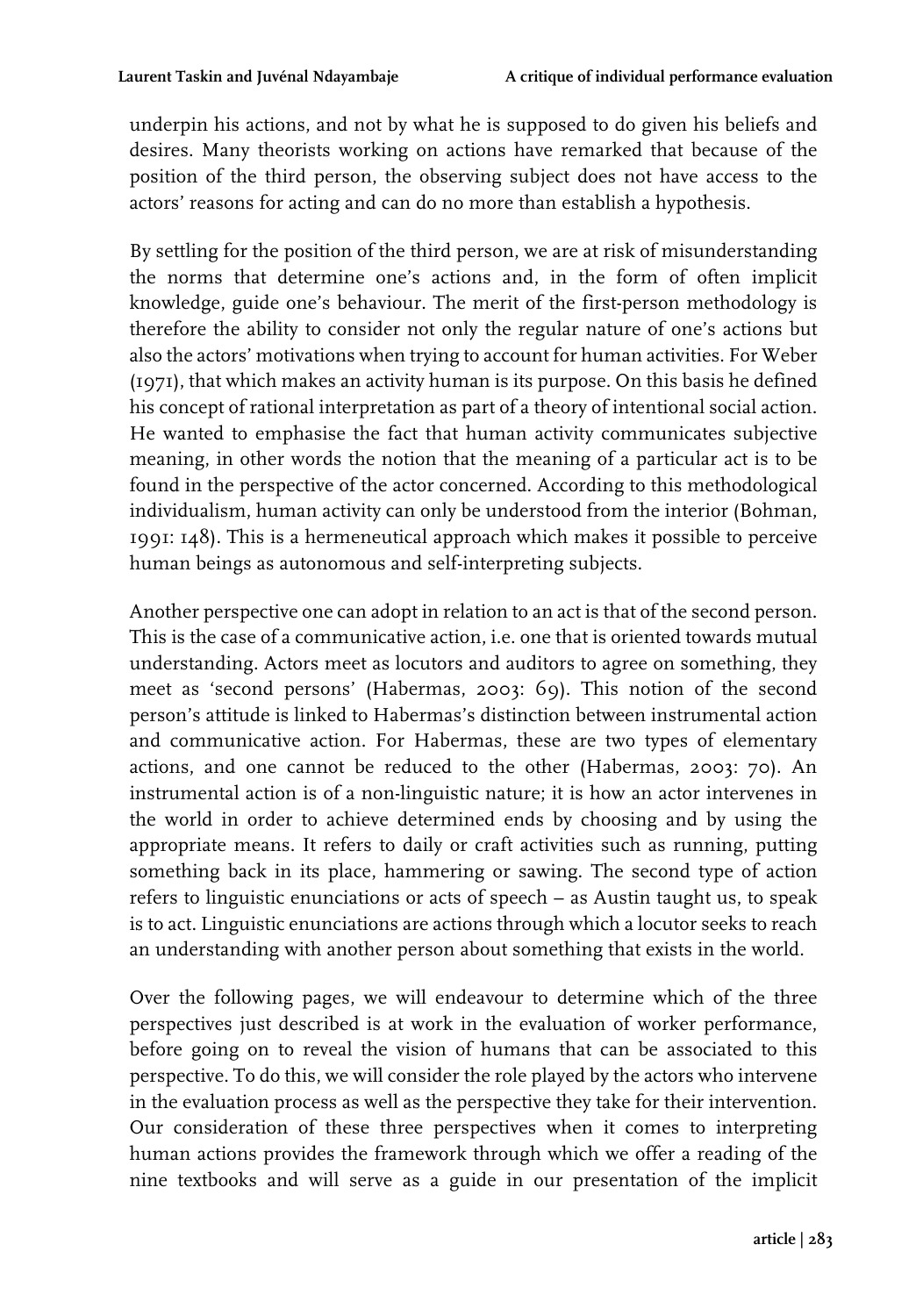underpin his actions, and not by what he is supposed to do given his beliefs and desires. Many theorists working on actions have remarked that because of the position of the third person, the observing subject does not have access to the actors' reasons for acting and can do no more than establish a hypothesis.

By settling for the position of the third person, we are at risk of misunderstanding the norms that determine one's actions and, in the form of often implicit knowledge, guide one's behaviour. The merit of the first-person methodology is therefore the ability to consider not only the regular nature of one's actions but also the actors' motivations when trying to account for human activities. For Weber (1971), that which makes an activity human is its purpose. On this basis he defined his concept of rational interpretation as part of a theory of intentional social action. He wanted to emphasise the fact that human activity communicates subjective meaning, in other words the notion that the meaning of a particular act is to be found in the perspective of the actor concerned. According to this methodological individualism, human activity can only be understood from the interior (Bohman, 1991: 148). This is a hermeneutical approach which makes it possible to perceive human beings as autonomous and self-interpreting subjects.

Another perspective one can adopt in relation to an act is that of the second person. This is the case of a communicative action, i.e. one that is oriented towards mutual understanding. Actors meet as locutors and auditors to agree on something, they meet as 'second persons' (Habermas, 2003: 69). This notion of the second person's attitude is linked to Habermas's distinction between instrumental action and communicative action. For Habermas, these are two types of elementary actions, and one cannot be reduced to the other (Habermas, 2003: 70). An instrumental action is of a non-linguistic nature; it is how an actor intervenes in the world in order to achieve determined ends by choosing and by using the appropriate means. It refers to daily or craft activities such as running, putting something back in its place, hammering or sawing. The second type of action refers to linguistic enunciations or acts of speech – as Austin taught us, to speak is to act. Linguistic enunciations are actions through which a locutor seeks to reach an understanding with another person about something that exists in the world.

Over the following pages, we will endeavour to determine which of the three perspectives just described is at work in the evaluation of worker performance, before going on to reveal the vision of humans that can be associated to this perspective. To do this, we will consider the role played by the actors who intervene in the evaluation process as well as the perspective they take for their intervention. Our consideration of these three perspectives when it comes to interpreting human actions provides the framework through which we offer a reading of the nine textbooks and will serve as a guide in our presentation of the implicit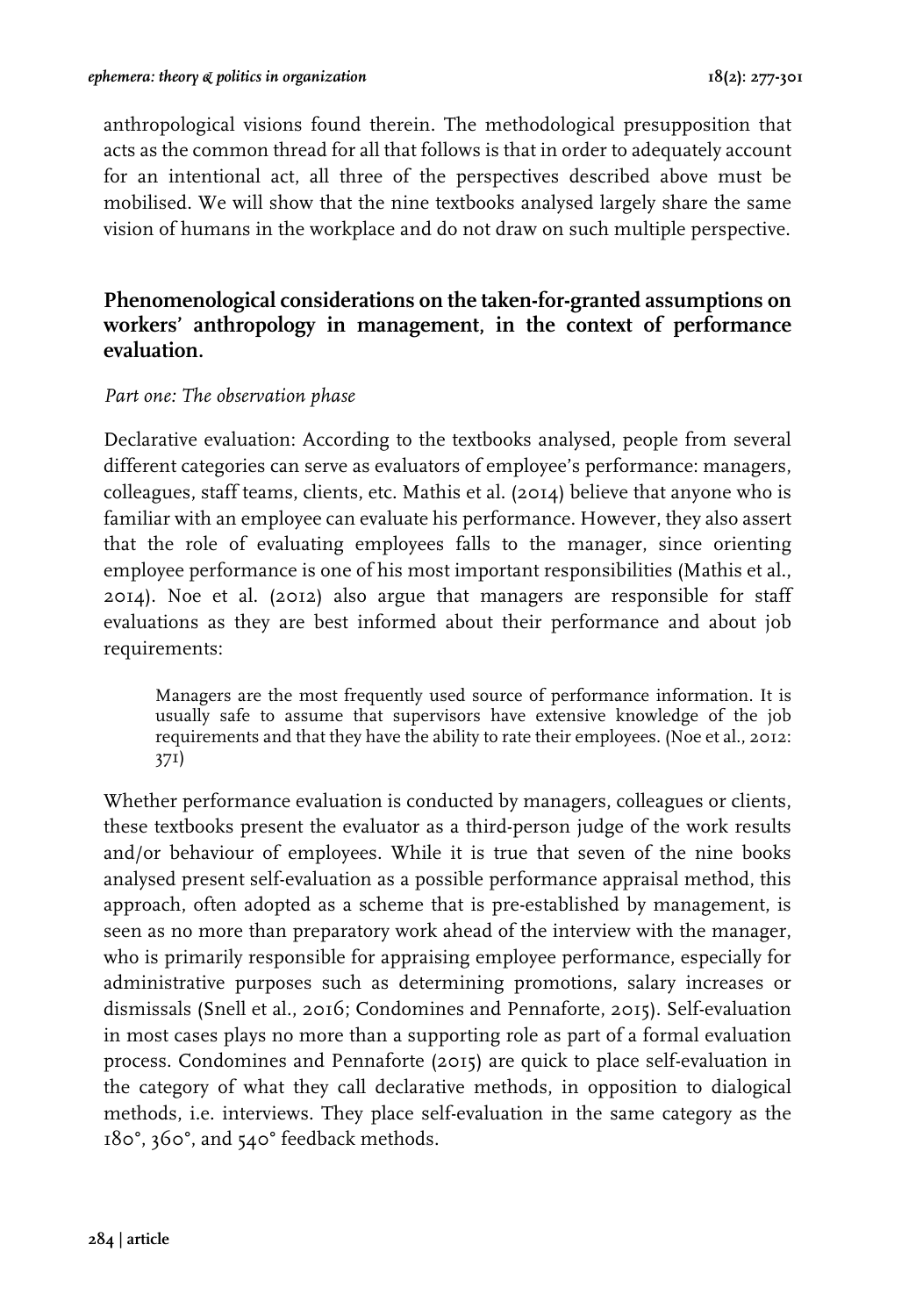anthropological visions found therein. The methodological presupposition that acts as the common thread for all that follows is that in order to adequately account for an intentional act, all three of the perspectives described above must be mobilised. We will show that the nine textbooks analysed largely share the same vision of humans in the workplace and do not draw on such multiple perspective.

## Phenomenological considerations on the taken-for-granted assumptions on workers' anthropology in management, in the context of performance evaluation.

*Part one: The observation phase*

Declarative evaluation: According to the textbooks analysed, people from several different categories can serve as evaluators of employee's performance: managers, colleagues, staff teams, clients, etc. Mathis et al. (2014) believe that anyone who is familiar with an employee can evaluate his performance. However, they also assert that the role of evaluating employees falls to the manager, since orienting employee performance is one of his most important responsibilities (Mathis et al., 2014). Noe et al. (2012) also argue that managers are responsible for staff evaluations as they are best informed about their performance and about job requirements:

> Managers are the most frequently used source of performance information. It is usually safe to assume that supervisors have extensive knowledge of the job requirements and that they have the ability to rate their employees. (Noe et al., 2012: 371)

Whether performance evaluation is conducted by managers, colleagues or clients, these textbooks present the evaluator as a third-person judge of the work results and/or behaviour of employees. While it is true that seven of the nine books analysed present self-evaluation as a possible performance appraisal method, this approach, often adopted as a scheme that is pre-established by management, is seen as no more than preparatory work ahead of the interview with the manager, who is primarily responsible for appraising employee performance, especially for administrative purposes such as determining promotions, salary increases or dismissals (Snell et al., 2016; Condomines and Pennaforte, 2015). Self-evaluation in most cases plays no more than a supporting role as part of a formal evaluation process. Condomines and Pennaforte (2015) are quick to place self-evaluation in the category of what they call declarative methods, in opposition to dialogical methods, i.e. interviews. They place self-evaluation in the same category as the 180°, 360°, and 540° feedback methods.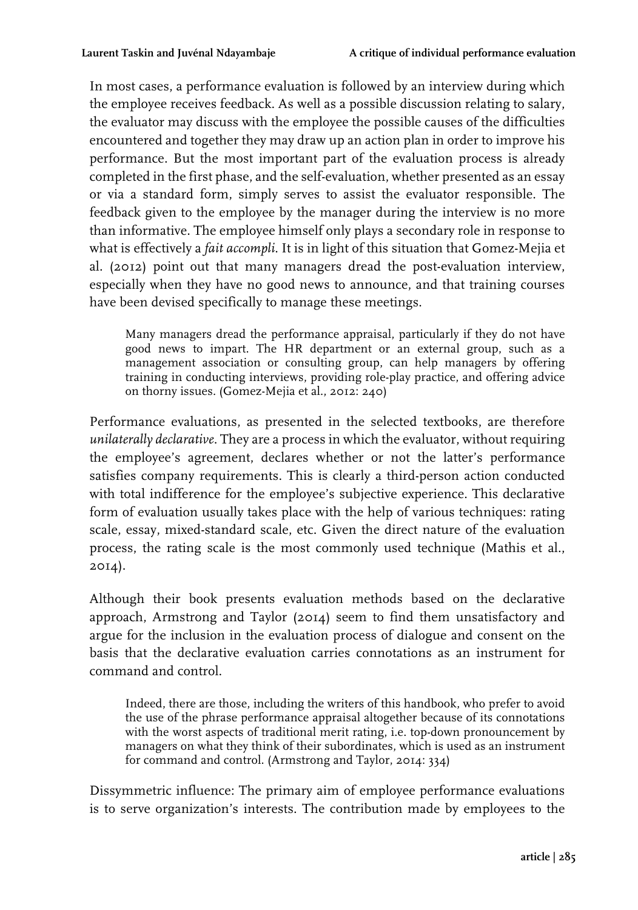In most cases, a performance evaluation is followed by an interview during which the employee receives feedback. As well as a possible discussion relating to salary, the evaluator may discuss with the employee the possible causes of the difficulties encountered and together they may draw up an action plan in order to improve his performance. But the most important part of the evaluation process is already completed in the first phase, and the self-evaluation, whether presented as an essay or via a standard form, simply serves to assist the evaluator responsible. The feedback given to the employee by the manager during the interview is no more than informative. The employee himself only plays a secondary role in response to what is effectively a *fait accompli*. It is in light of this situation that Gomez-Mejia et al. (2012) point out that many managers dread the post-evaluation interview, especially when they have no good news to announce, and that training courses have been devised specifically to manage these meetings.

> Many managers dread the performance appraisal, particularly if they do not have good news to impart. The HR department or an external group, such as a management association or consulting group, can help managers by offering training in conducting interviews, providing role-play practice, and offering advice on thorny issues. (Gomez-Mejia et al., 2012: 240)

Performance evaluations, as presented in the selected textbooks, are therefore *unilaterally declarative*. They are a process in which the evaluator, without requiring the employee's agreement, declares whether or not the latter's performance satisfies company requirements. This is clearly a third-person action conducted with total indifference for the employee's subjective experience. This declarative form of evaluation usually takes place with the help of various techniques: rating scale, essay, mixed-standard scale, etc. Given the direct nature of the evaluation process, the rating scale is the most commonly used technique (Mathis et al., 2014).

Although their book presents evaluation methods based on the declarative approach, Armstrong and Taylor (2014) seem to find them unsatisfactory and argue for the inclusion in the evaluation process of dialogue and consent on the basis that the declarative evaluation carries connotations as an instrument for command and control.

> Indeed, there are those, including the writers of this handbook, who prefer to avoid the use of the phrase performance appraisal altogether because of its connotations with the worst aspects of traditional merit rating, i.e. top-down pronouncement by managers on what they think of their subordinates, which is used as an instrument for command and control. (Armstrong and Taylor, 2014: 334)

Dissymmetric influence: The primary aim of employee performance evaluations is to serve organization's interests. The contribution made by employees to the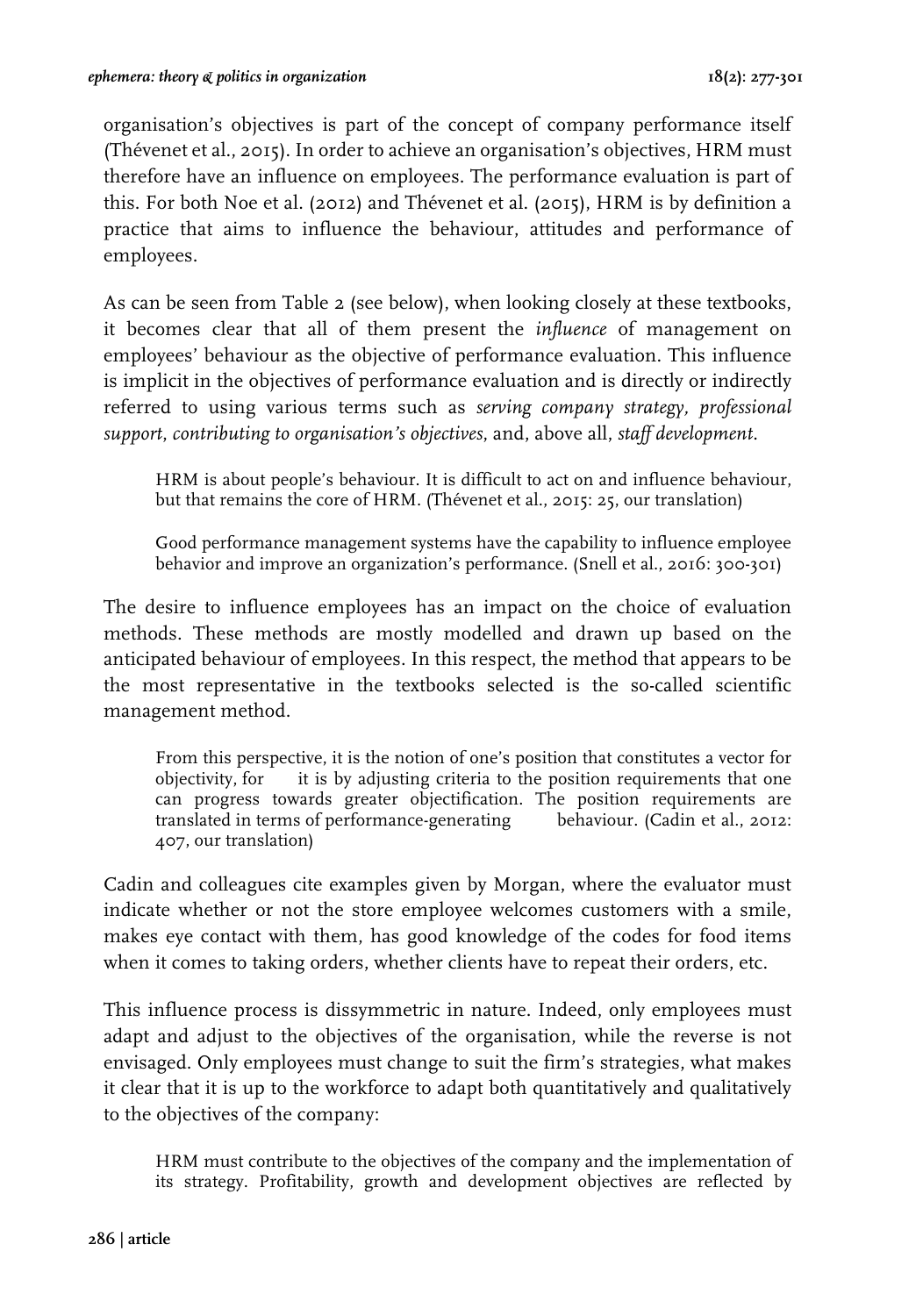organisation's objectives is part of the concept of company performance itself (Thévenet et al., 2015). In order to achieve an organisation's objectives, HRM must therefore have an influence on employees. The performance evaluation is part of this. For both Noe et al. (2012) and Thévenet et al. (2015), HRM is by definition a practice that aims to influence the behaviour, attitudes and performance of employees.

As can be seen from Table 2 (see below), when looking closely at these textbooks, it becomes clear that all of them present the *influence* of management on employees' behaviour as the objective of performance evaluation. This influence is implicit in the objectives of performance evaluation and is directly or indirectly referred to using various terms such as *serving company strategy, professional support, contributing to organisation's objectives*, and, above all, *staff development*.

> HRM is about people's behaviour. It is difficult to act on and influence behaviour, but that remains the core of HRM. (Thévenet et al., 2015: 25, our translation)

> Good performance management systems have the capability to influence employee behavior and improve an organization's performance. (Snell et al., 2016: 300-301)

The desire to influence employees has an impact on the choice of evaluation methods. These methods are mostly modelled and drawn up based on the anticipated behaviour of employees. In this respect, the method that appears to be the most representative in the textbooks selected is the so-called scientific management method.

> From this perspective, it is the notion of one's position that constitutes a vector for objectivity, for it is by adjusting criteria to the position requirements that one can progress towards greater objectification. The position requirements are translated in terms of performance-generating behaviour. (Cadin et al., 2012: 407, our translation)

Cadin and colleagues cite examples given by Morgan, where the evaluator must indicate whether or not the store employee welcomes customers with a smile, makes eye contact with them, has good knowledge of the codes for food items when it comes to taking orders, whether clients have to repeat their orders, etc.

This influence process is dissymmetric in nature. Indeed, only employees must adapt and adjust to the objectives of the organisation, while the reverse is not envisaged. Only employees must change to suit the firm's strategies, what makes it clear that it is up to the workforce to adapt both quantitatively and qualitatively to the objectives of the company:

> HRM must contribute to the objectives of the company and the implementation of its strategy. Profitability, growth and development objectives are reflected by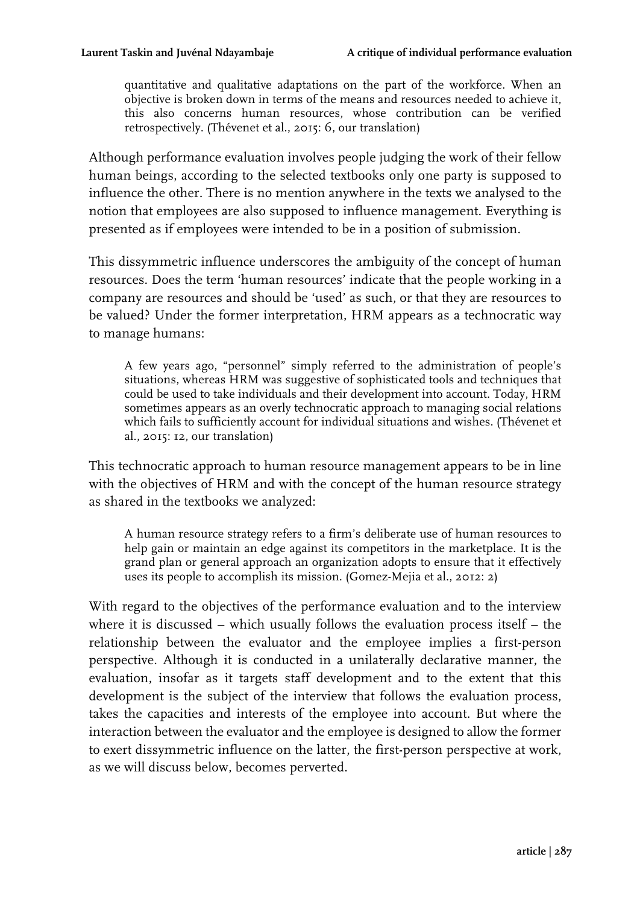> quantitative and qualitative adaptations on the part of the workforce. When an objective is broken down in terms of the means and resources needed to achieve it, this also concerns human resources, whose contribution can be verified retrospectively. (Thévenet et al., 2015: 6, our translation)

Although performance evaluation involves people judging the work of their fellow human beings, according to the selected textbooks only one party is supposed to influence the other. There is no mention anywhere in the texts we analysed to the notion that employees are also supposed to influence management. Everything is presented as if employees were intended to be in a position of submission.

This dissymmetric influence underscores the ambiguity of the concept of human resources. Does the term 'human resources' indicate that the people working in a company are resources and should be 'used' as such, or that they are resources to be valued? Under the former interpretation, HRM appears as a technocratic way to manage humans:

> A few years ago, "personnel" simply referred to the administration of people's situations, whereas HRM was suggestive of sophisticated tools and techniques that could be used to take individuals and their development into account. Today, HRM sometimes appears as an overly technocratic approach to managing social relations which fails to sufficiently account for individual situations and wishes. (Thévenet et al., 2015: 12, our translation)

This technocratic approach to human resource management appears to be in line with the objectives of HRM and with the concept of the human resource strategy as shared in the textbooks we analyzed:

> A human resource strategy refers to a firm's deliberate use of human resources to help gain or maintain an edge against its competitors in the marketplace. It is the grand plan or general approach an organization adopts to ensure that it effectively uses its people to accomplish its mission. (Gomez-Mejia et al., 2012: 2)

With regard to the objectives of the performance evaluation and to the interview where it is discussed – which usually follows the evaluation process itself – the relationship between the evaluator and the employee implies a first-person perspective. Although it is conducted in a unilaterally declarative manner, the evaluation, insofar as it targets staff development and to the extent that this development is the subject of the interview that follows the evaluation process, takes the capacities and interests of the employee into account. But where the interaction between the evaluator and the employee is designed to allow the former to exert dissymmetric influence on the latter, the first-person perspective at work, as we will discuss below, becomes perverted.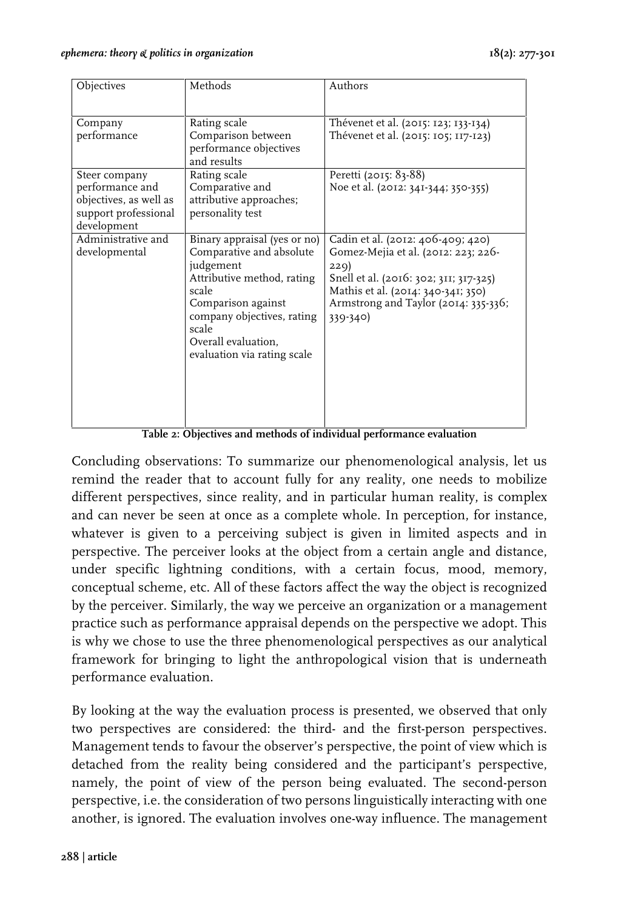| Objectives | Methods | Authors |
|---|---|---|
| Company performance | Rating scale<br>Comparison between performance objectives and results | Thévenet et al. (2015: 123; 133-134)<br>Thévenet et al. (2015: 105; 117-123) |
| Steer company performance and objectives, as well as support professional development | Rating scale<br>Comparative and attributive approaches; personality test | Peretti (2015: 83-88)<br>Noe et al. (2012: 341-344; 350-355) |
| Administrative and developmental | Binary appraisal (yes or no)<br>Comparative and absolute judgement<br>Attributive method, rating scale<br>Comparison against company objectives, rating scale<br>Overall evaluation, evaluation via rating scale | Cadin et al. (2012: 406-409; 420)<br>Gomez-Mejia et al. (2012: 223; 226-229)<br>Snell et al. (2016: 302; 311; 317-325)<br>Mathis et al. (2014: 340-341; 350)<br>Armstrong and Taylor (2014: 335-336; 339-340) |

**Table 2: Objectives and methods of individual performance evaluation**

Concluding observations: To summarize our phenomenological analysis, let us remind the reader that to account fully for any reality, one needs to mobilize different perspectives, since reality, and in particular human reality, is complex and can never be seen at once as a complete whole. In perception, for instance, whatever is given to a perceiving subject is given in limited aspects and in perspective. The perceiver looks at the object from a certain angle and distance, under specific lightning conditions, with a certain focus, mood, memory, conceptual scheme, etc. All of these factors affect the way the object is recognized by the perceiver. Similarly, the way we perceive an organization or a management practice such as performance appraisal depends on the perspective we adopt. This is why we chose to use the three phenomenological perspectives as our analytical framework for bringing to light the anthropological vision that is underneath performance evaluation.

By looking at the way the evaluation process is presented, we observed that only two perspectives are considered: the third- and the first-person perspectives. Management tends to favour the observer's perspective, the point of view which is detached from the reality being considered and the participant's perspective, namely, the point of view of the person being evaluated. The second-person perspective, i.e. the consideration of two persons linguistically interacting with one another, is ignored. The evaluation involves one-way influence. The management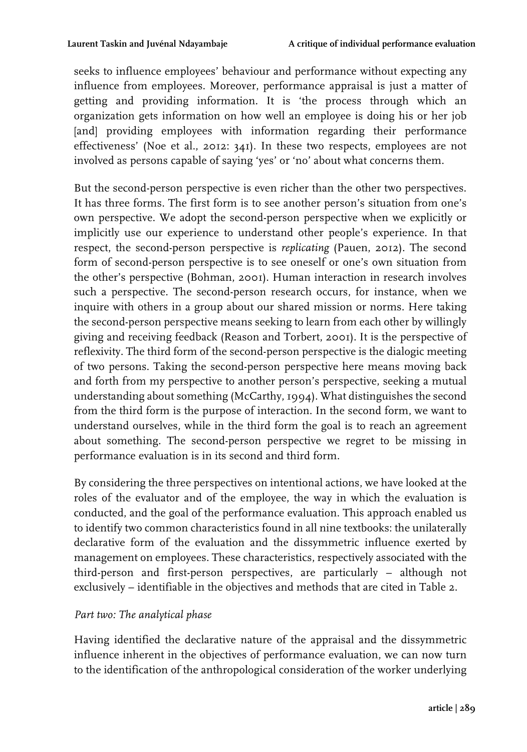seeks to influence employees' behaviour and performance without expecting any influence from employees. Moreover, performance appraisal is just a matter of getting and providing information. It is 'the process through which an organization gets information on how well an employee is doing his or her job [and] providing employees with information regarding their performance effectiveness' (Noe et al., 2012: 341). In these two respects, employees are not involved as persons capable of saying 'yes' or 'no' about what concerns them.

But the second-person perspective is even richer than the other two perspectives. It has three forms. The first form is to see another person's situation from one's own perspective. We adopt the second-person perspective when we explicitly or implicitly use our experience to understand other people's experience. In that respect, the second-person perspective is *replicating* (Pauen, 2012). The second form of second-person perspective is to see oneself or one's own situation from the other's perspective (Bohman, 2001). Human interaction in research involves such a perspective. The second-person research occurs, for instance, when we inquire with others in a group about our shared mission or norms. Here taking the second-person perspective means seeking to learn from each other by willingly giving and receiving feedback (Reason and Torbert, 2001). It is the perspective of reflexivity. The third form of the second-person perspective is the dialogic meeting of two persons. Taking the second-person perspective here means moving back and forth from my perspective to another person's perspective, seeking a mutual understanding about something (McCarthy, 1994). What distinguishes the second from the third form is the purpose of interaction. In the second form, we want to understand ourselves, while in the third form the goal is to reach an agreement about something. The second-person perspective we regret to be missing in performance evaluation is in its second and third form.

By considering the three perspectives on intentional actions, we have looked at the roles of the evaluator and of the employee, the way in which the evaluation is conducted, and the goal of the performance evaluation. This approach enabled us to identify two common characteristics found in all nine textbooks: the unilaterally declarative form of the evaluation and the dissymmetric influence exerted by management on employees. These characteristics, respectively associated with the third-person and first-person perspectives, are particularly – although not exclusively – identifiable in the objectives and methods that are cited in Table 2.

*Part two: The analytical phase*

Having identified the declarative nature of the appraisal and the dissymmetric influence inherent in the objectives of performance evaluation, we can now turn to the identification of the anthropological consideration of the worker underlying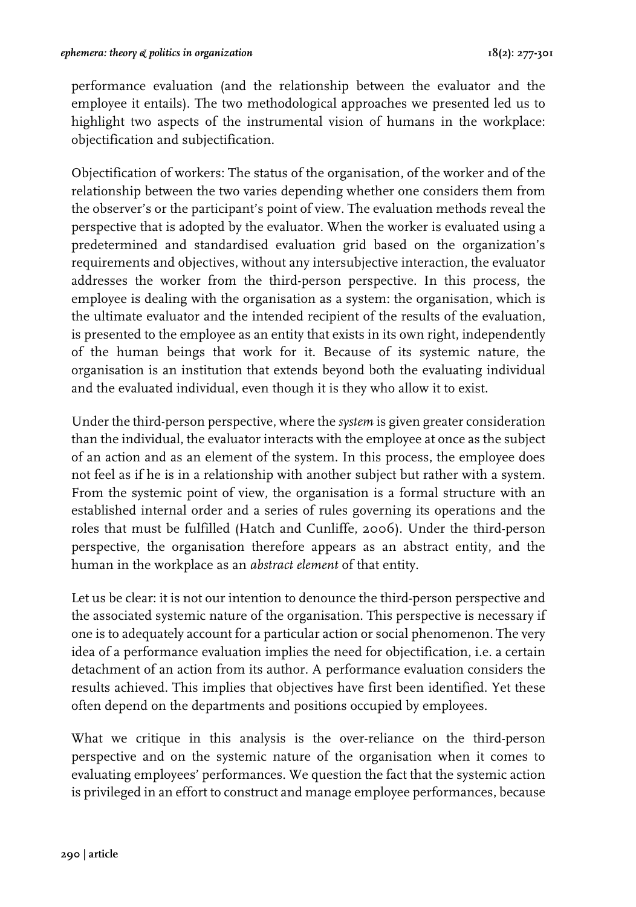performance evaluation (and the relationship between the evaluator and the employee it entails). The two methodological approaches we presented led us to highlight two aspects of the instrumental vision of humans in the workplace: objectification and subjectification.

Objectification of workers: The status of the organisation, of the worker and of the relationship between the two varies depending whether one considers them from the observer's or the participant's point of view. The evaluation methods reveal the perspective that is adopted by the evaluator. When the worker is evaluated using a predetermined and standardised evaluation grid based on the organization's requirements and objectives, without any intersubjective interaction, the evaluator addresses the worker from the third-person perspective. In this process, the employee is dealing with the organisation as a system: the organisation, which is the ultimate evaluator and the intended recipient of the results of the evaluation, is presented to the employee as an entity that exists in its own right, independently of the human beings that work for it. Because of its systemic nature, the organisation is an institution that extends beyond both the evaluating individual and the evaluated individual, even though it is they who allow it to exist.

Under the third-person perspective, where the *system* is given greater consideration than the individual, the evaluator interacts with the employee at once as the subject of an action and as an element of the system. In this process, the employee does not feel as if he is in a relationship with another subject but rather with a system. From the systemic point of view, the organisation is a formal structure with an established internal order and a series of rules governing its operations and the roles that must be fulfilled (Hatch and Cunliffe, 2006). Under the third-person perspective, the organisation therefore appears as an abstract entity, and the human in the workplace as an *abstract element* of that entity.

Let us be clear: it is not our intention to denounce the third-person perspective and the associated systemic nature of the organisation. This perspective is necessary if one is to adequately account for a particular action or social phenomenon. The very idea of a performance evaluation implies the need for objectification, i.e. a certain detachment of an action from its author. A performance evaluation considers the results achieved. This implies that objectives have first been identified. Yet these often depend on the departments and positions occupied by employees.

What we critique in this analysis is the over-reliance on the third-person perspective and on the systemic nature of the organisation when it comes to evaluating employees' performances. We question the fact that the systemic action is privileged in an effort to construct and manage employee performances, because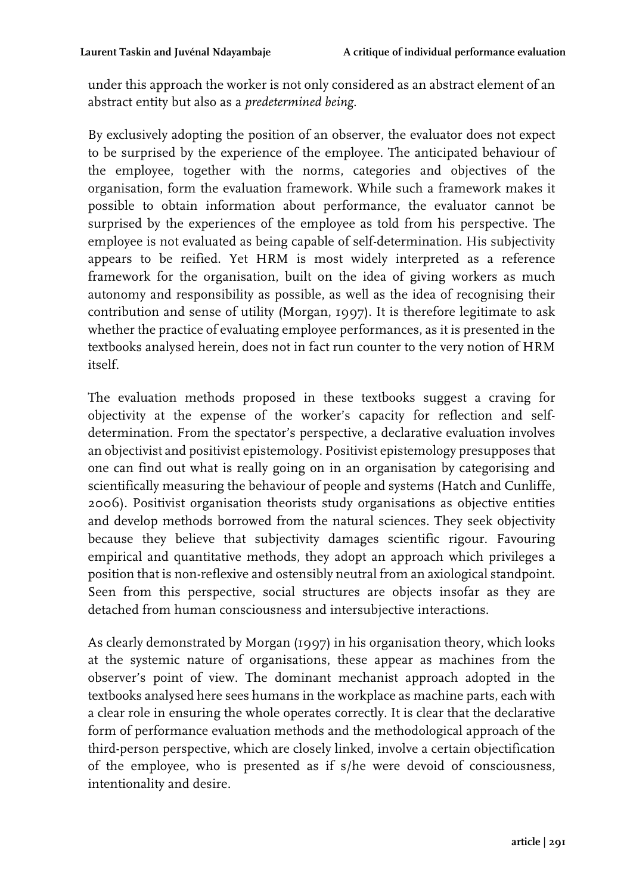under this approach the worker is not only considered as an abstract element of an abstract entity but also as a *predetermined being*.

By exclusively adopting the position of an observer, the evaluator does not expect to be surprised by the experience of the employee. The anticipated behaviour of the employee, together with the norms, categories and objectives of the organisation, form the evaluation framework. While such a framework makes it possible to obtain information about performance, the evaluator cannot be surprised by the experiences of the employee as told from his perspective. The employee is not evaluated as being capable of self-determination. His subjectivity appears to be reified. Yet HRM is most widely interpreted as a reference framework for the organisation, built on the idea of giving workers as much autonomy and responsibility as possible, as well as the idea of recognising their contribution and sense of utility (Morgan, 1997). It is therefore legitimate to ask whether the practice of evaluating employee performances, as it is presented in the textbooks analysed herein, does not in fact run counter to the very notion of HRM itself.

The evaluation methods proposed in these textbooks suggest a craving for objectivity at the expense of the worker's capacity for reflection and self-determination. From the spectator's perspective, a declarative evaluation involves an objectivist and positivist epistemology. Positivist epistemology presupposes that one can find out what is really going on in an organisation by categorising and scientifically measuring the behaviour of people and systems (Hatch and Cunliffe, 2006). Positivist organisation theorists study organisations as objective entities and develop methods borrowed from the natural sciences. They seek objectivity because they believe that subjectivity damages scientific rigour. Favouring empirical and quantitative methods, they adopt an approach which privileges a position that is non-reflexive and ostensibly neutral from an axiological standpoint. Seen from this perspective, social structures are objects insofar as they are detached from human consciousness and intersubjective interactions.

As clearly demonstrated by Morgan (1997) in his organisation theory, which looks at the systemic nature of organisations, these appear as machines from the observer's point of view. The dominant mechanist approach adopted in the textbooks analysed here sees humans in the workplace as machine parts, each with a clear role in ensuring the whole operates correctly. It is clear that the declarative form of performance evaluation methods and the methodological approach of the third-person perspective, which are closely linked, involve a certain objectification of the employee, who is presented as if s/he were devoid of consciousness, intentionality and desire.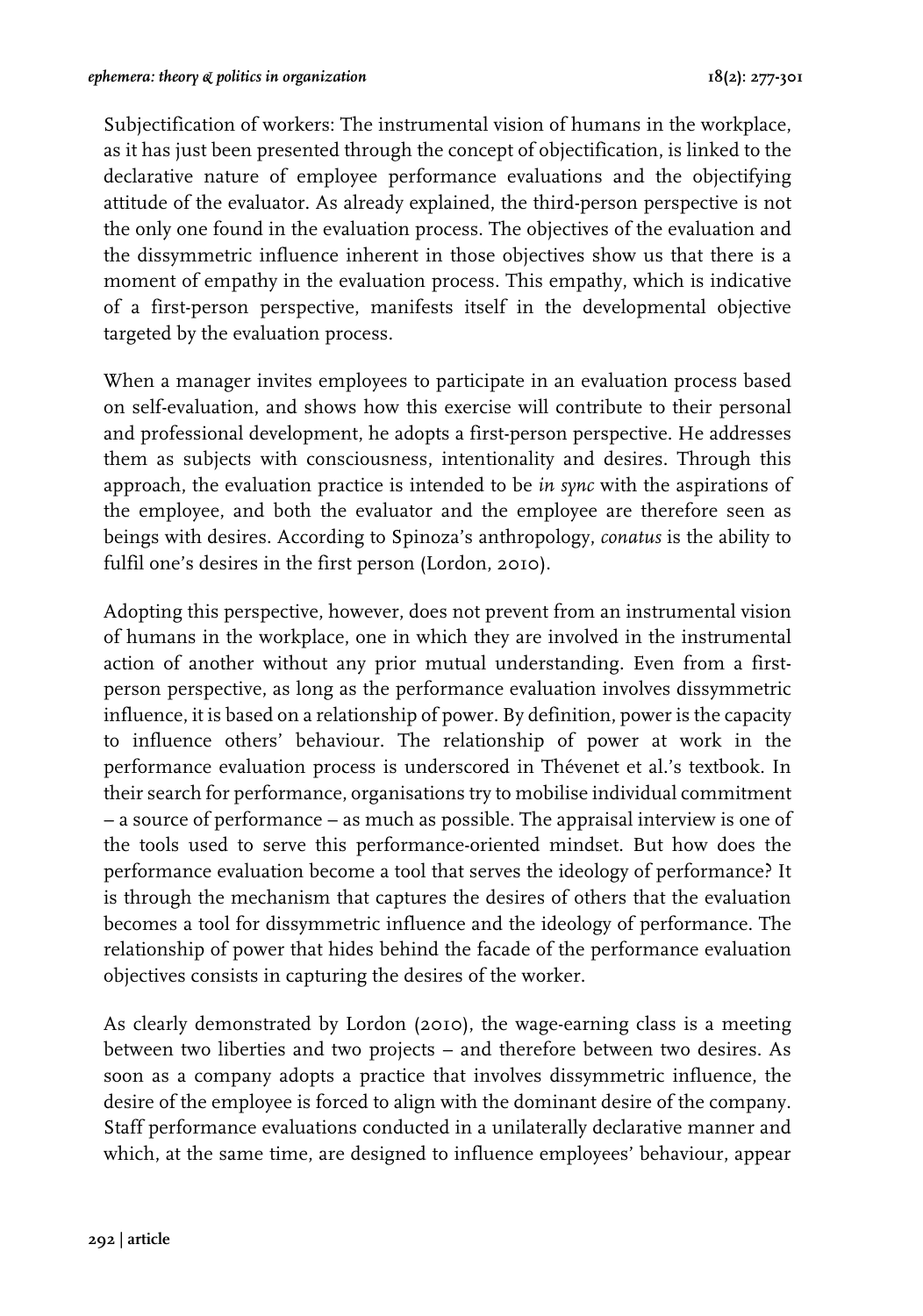Subjectification of workers: The instrumental vision of humans in the workplace, as it has just been presented through the concept of objectification, is linked to the declarative nature of employee performance evaluations and the objectifying attitude of the evaluator. As already explained, the third-person perspective is not the only one found in the evaluation process. The objectives of the evaluation and the dissymmetric influence inherent in those objectives show us that there is a moment of empathy in the evaluation process. This empathy, which is indicative of a first-person perspective, manifests itself in the developmental objective targeted by the evaluation process.

When a manager invites employees to participate in an evaluation process based on self-evaluation, and shows how this exercise will contribute to their personal and professional development, he adopts a first-person perspective. He addresses them as subjects with consciousness, intentionality and desires. Through this approach, the evaluation practice is intended to be *in sync* with the aspirations of the employee, and both the evaluator and the employee are therefore seen as beings with desires. According to Spinoza's anthropology, *conatus* is the ability to fulfil one's desires in the first person (Lordon, 2010).

Adopting this perspective, however, does not prevent from an instrumental vision of humans in the workplace, one in which they are involved in the instrumental action of another without any prior mutual understanding. Even from a first-person perspective, as long as the performance evaluation involves dissymmetric influence, it is based on a relationship of power. By definition, power is the capacity to influence others' behaviour. The relationship of power at work in the performance evaluation process is underscored in Thévenet et al.'s textbook. In their search for performance, organisations try to mobilise individual commitment – a source of performance – as much as possible. The appraisal interview is one of the tools used to serve this performance-oriented mindset. But how does the performance evaluation become a tool that serves the ideology of performance? It is through the mechanism that captures the desires of others that the evaluation becomes a tool for dissymmetric influence and the ideology of performance. The relationship of power that hides behind the facade of the performance evaluation objectives consists in capturing the desires of the worker.

As clearly demonstrated by Lordon (2010), the wage-earning class is a meeting between two liberties and two projects – and therefore between two desires. As soon as a company adopts a practice that involves dissymmetric influence, the desire of the employee is forced to align with the dominant desire of the company. Staff performance evaluations conducted in a unilaterally declarative manner and which, at the same time, are designed to influence employees' behaviour, appear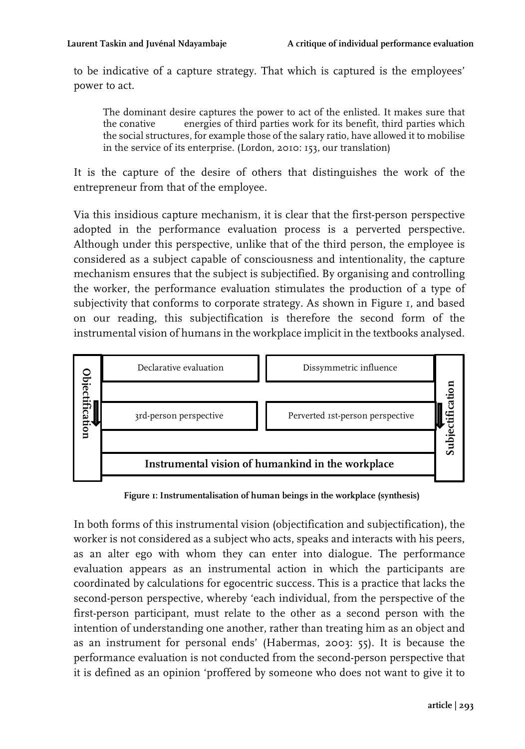to be indicative of a capture strategy. That which is captured is the employees' power to act.

> The dominant desire captures the power to act of the enlisted. It makes sure that the conative energies of third parties work for its benefit, third parties which the social structures, for example those of the salary ratio, have allowed it to mobilise in the service of its enterprise. (Lordon, 2010: 153, our translation)

It is the capture of the desire of others that distinguishes the work of the entrepreneur from that of the employee.

Via this insidious capture mechanism, it is clear that the first-person perspective adopted in the performance evaluation process is a perverted perspective. Although under this perspective, unlike that of the third person, the employee is considered as a subject capable of consciousness and intentionality, the capture mechanism ensures that the subject is subjectified. By organising and controlling the worker, the performance evaluation stimulates the production of a type of subjectivity that conforms to corporate strategy. As shown in Figure 1, and based on our reading, this subjectification is therefore the second form of the instrumental vision of humans in the workplace implicit in the textbooks analysed.

| Objectification ↓ | | Subjectification ↓ |
|---|---|---|
| Declarative evaluation | | Dissymmetric influence |
| 3rd-person perspective | | Perverted 1st-person perspective |
| **Instrumental vision of humankind in the workplace** | | |

**Figure 1: Instrumentalisation of human beings in the workplace (synthesis)**

In both forms of this instrumental vision (objectification and subjectification), the worker is not considered as a subject who acts, speaks and interacts with his peers, as an alter ego with whom they can enter into dialogue. The performance evaluation appears as an instrumental action in which the participants are coordinated by calculations for egocentric success. This is a practice that lacks the second-person perspective, whereby 'each individual, from the perspective of the first-person participant, must relate to the other as a second person with the intention of understanding one another, rather than treating him as an object and as an instrument for personal ends' (Habermas, 2003: 55). It is because the performance evaluation is not conducted from the second-person perspective that it is defined as an opinion 'proffered by someone who does not want to give it to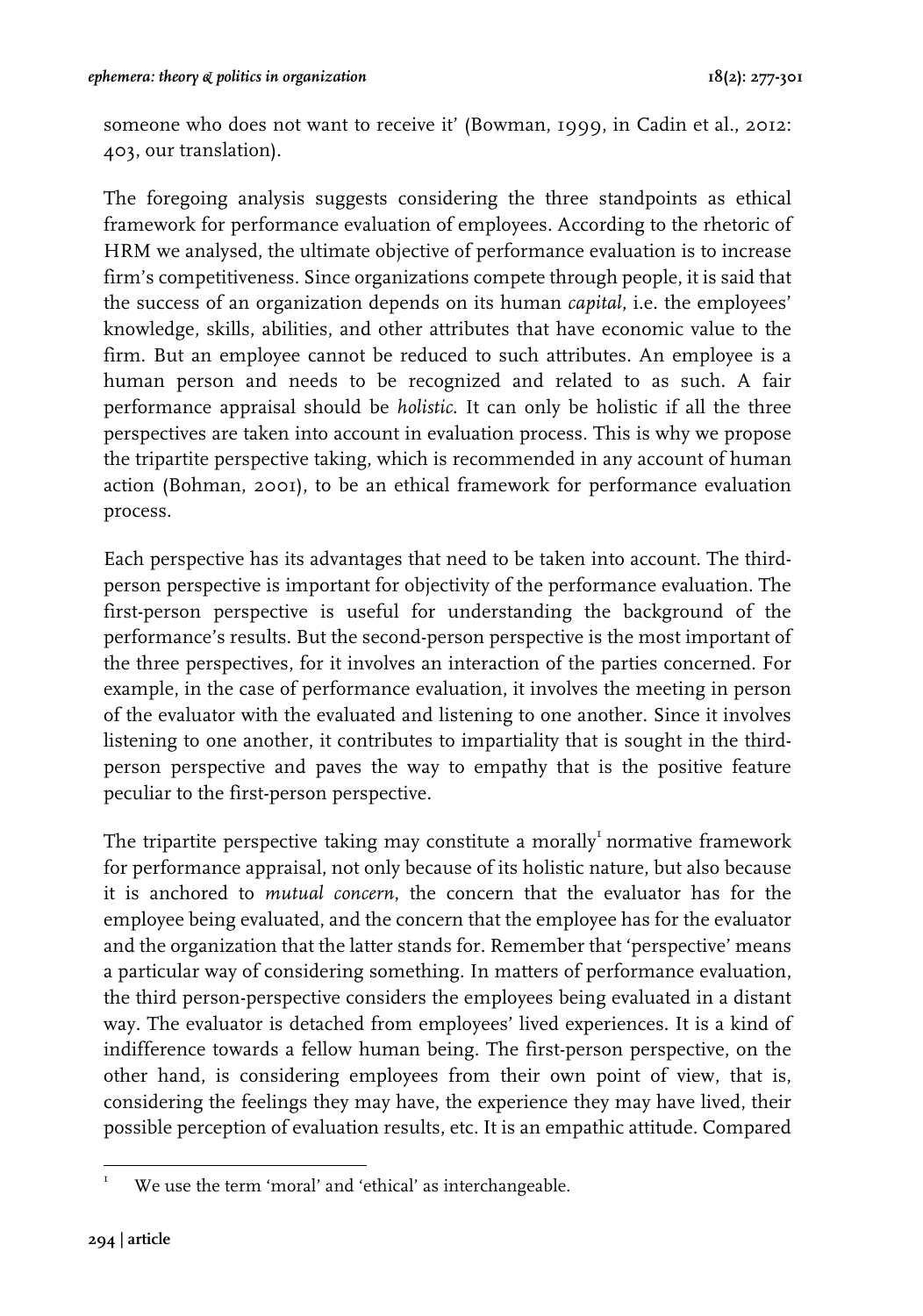someone who does not want to receive it' (Bowman, 1999, in Cadin et al., 2012: 403, our translation).

The foregoing analysis suggests considering the three standpoints as ethical framework for performance evaluation of employees. According to the rhetoric of HRM we analysed, the ultimate objective of performance evaluation is to increase firm's competitiveness. Since organizations compete through people, it is said that the success of an organization depends on its human *capital*, i.e. the employees' knowledge, skills, abilities, and other attributes that have economic value to the firm. But an employee cannot be reduced to such attributes. An employee is a human person and needs to be recognized and related to as such. A fair performance appraisal should be *holistic*. It can only be holistic if all the three perspectives are taken into account in evaluation process. This is why we propose the tripartite perspective taking, which is recommended in any account of human action (Bohman, 2001), to be an ethical framework for performance evaluation process.

Each perspective has its advantages that need to be taken into account. The third-person perspective is important for objectivity of the performance evaluation. The first-person perspective is useful for understanding the background of the performance's results. But the second-person perspective is the most important of the three perspectives, for it involves an interaction of the parties concerned. For example, in the case of performance evaluation, it involves the meeting in person of the evaluator with the evaluated and listening to one another. Since it involves listening to one another, it contributes to impartiality that is sought in the third-person perspective and paves the way to empathy that is the positive feature peculiar to the first-person perspective.

The tripartite perspective taking may constitute a morally[1] normative framework for performance appraisal, not only because of its holistic nature, but also because it is anchored to *mutual concern*, the concern that the evaluator has for the employee being evaluated, and the concern that the employee has for the evaluator and the organization that the latter stands for. Remember that 'perspective' means a particular way of considering something. In matters of performance evaluation, the third person-perspective considers the employees being evaluated in a distant way. The evaluator is detached from employees' lived experiences. It is a kind of indifference towards a fellow human being. The first-person perspective, on the other hand, is considering employees from their own point of view, that is, considering the feelings they may have, the experience they may have lived, their possible perception of evaluation results, etc. It is an empathic attitude. Compared

[1] We use the term 'moral' and 'ethical' as interchangeable.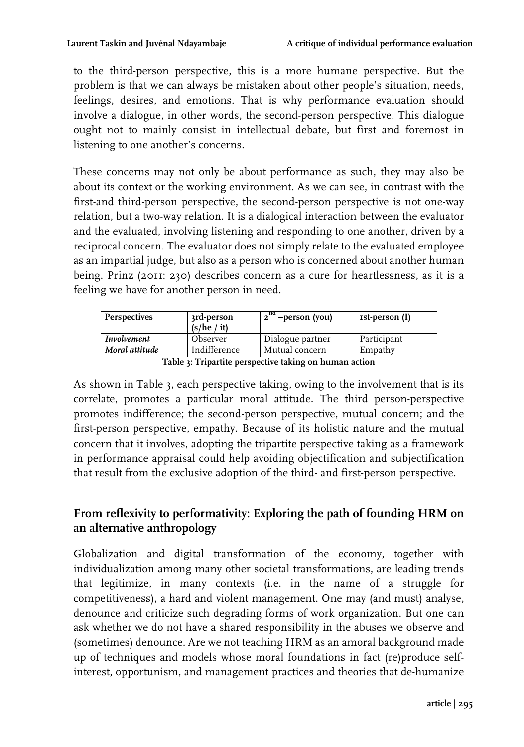to the third-person perspective, this is a more humane perspective. But the problem is that we can always be mistaken about other people's situation, needs, feelings, desires, and emotions. That is why performance evaluation should involve a dialogue, in other words, the second-person perspective. This dialogue ought not to mainly consist in intellectual debate, but first and foremost in listening to one another's concerns.

These concerns may not only be about performance as such, they may also be about its context or the working environment. As we can see, in contrast with the first-and third-person perspective, the second-person perspective is not one-way relation, but a two-way relation. It is a dialogical interaction between the evaluator and the evaluated, involving listening and responding to one another, driven by a reciprocal concern. The evaluator does not simply relate to the evaluated employee as an impartial judge, but also as a person who is concerned about another human being. Prinz (2011: 230) describes concern as a cure for heartlessness, as it is a feeling we have for another person in need.

| **Perspectives** | **3rd-person (s/he / it)** | **2nd –person (you)** | **1st-person (I)** |
| --- | --- | --- | --- |
| ***Involvement*** | Observer | Dialogue partner | Participant |
| ***Moral attitude*** | Indifference | Mutual concern | Empathy |

**Table 3: Tripartite perspective taking on human action**

As shown in Table 3, each perspective taking, owing to the involvement that is its correlate, promotes a particular moral attitude. The third person-perspective promotes indifference; the second-person perspective, mutual concern; and the first-person perspective, empathy. Because of its holistic nature and the mutual concern that it involves, adopting the tripartite perspective taking as a framework in performance appraisal could help avoiding objectification and subjectification that result from the exclusive adoption of the third- and first-person perspective.

## From reflexivity to performativity: Exploring the path of founding HRM on an alternative anthropology

Globalization and digital transformation of the economy, together with individualization among many other societal transformations, are leading trends that legitimize, in many contexts (i.e. in the name of a struggle for competitiveness), a hard and violent management. One may (and must) analyse, denounce and criticize such degrading forms of work organization. But one can ask whether we do not have a shared responsibility in the abuses we observe and (sometimes) denounce. Are we not teaching HRM as an amoral background made up of techniques and models whose moral foundations in fact (re)produce self-interest, opportunism, and management practices and theories that de-humanize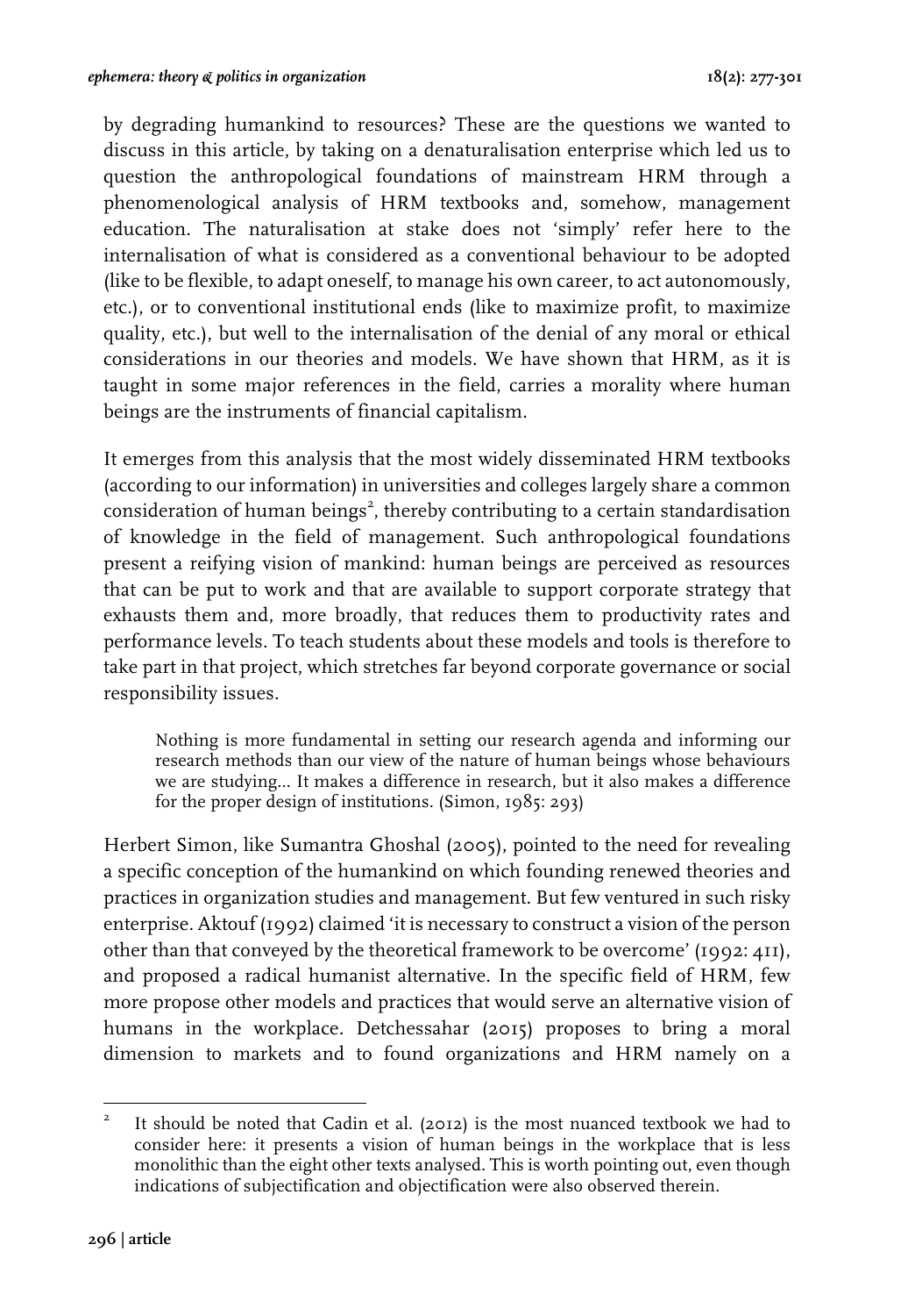by degrading humankind to resources? These are the questions we wanted to discuss in this article, by taking on a denaturalisation enterprise which led us to question the anthropological foundations of mainstream HRM through a phenomenological analysis of HRM textbooks and, somehow, management education. The naturalisation at stake does not 'simply' refer here to the internalisation of what is considered as a conventional behaviour to be adopted (like to be flexible, to adapt oneself, to manage his own career, to act autonomously, etc.), or to conventional institutional ends (like to maximize profit, to maximize quality, etc.), but well to the internalisation of the denial of any moral or ethical considerations in our theories and models. We have shown that HRM, as it is taught in some major references in the field, carries a morality where human beings are the instruments of financial capitalism.

It emerges from this analysis that the most widely disseminated HRM textbooks (according to our information) in universities and colleges largely share a common consideration of human beings[2], thereby contributing to a certain standardisation of knowledge in the field of management. Such anthropological foundations present a reifying vision of mankind: human beings are perceived as resources that can be put to work and that are available to support corporate strategy that exhausts them and, more broadly, that reduces them to productivity rates and performance levels. To teach students about these models and tools is therefore to take part in that project, which stretches far beyond corporate governance or social responsibility issues.

> Nothing is more fundamental in setting our research agenda and informing our research methods than our view of the nature of human beings whose behaviours we are studying... It makes a difference in research, but it also makes a difference for the proper design of institutions. (Simon, 1985: 293)

Herbert Simon, like Sumantra Ghoshal (2005), pointed to the need for revealing a specific conception of the humankind on which founding renewed theories and practices in organization studies and management. But few ventured in such risky enterprise. Aktouf (1992) claimed 'it is necessary to construct a vision of the person other than that conveyed by the theoretical framework to be overcome' (1992: 411), and proposed a radical humanist alternative. In the specific field of HRM, few more propose other models and practices that would serve an alternative vision of humans in the workplace. Detchessahar (2015) proposes to bring a moral dimension to markets and to found organizations and HRM namely on a

---

[2] It should be noted that Cadin et al. (2012) is the most nuanced textbook we had to consider here: it presents a vision of human beings in the workplace that is less monolithic than the eight other texts analysed. This is worth pointing out, even though indications of subjectification and objectification were also observed therein.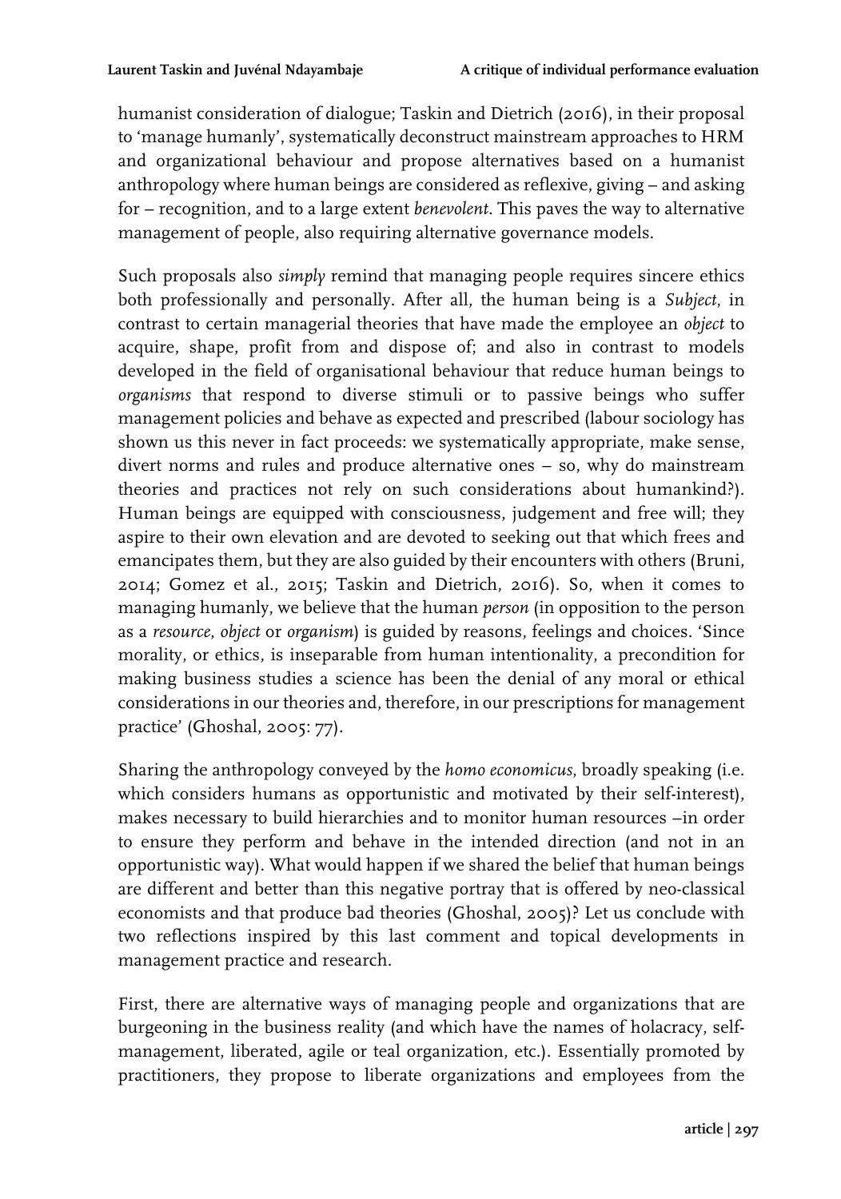humanist consideration of dialogue; Taskin and Dietrich (2016), in their proposal to 'manage humanly', systematically deconstruct mainstream approaches to HRM and organizational behaviour and propose alternatives based on a humanist anthropology where human beings are considered as reflexive, giving – and asking for – recognition, and to a large extent *benevolent*. This paves the way to alternative management of people, also requiring alternative governance models.

Such proposals also *simply* remind that managing people requires sincere ethics both professionally and personally. After all, the human being is a *Subject*, in contrast to certain managerial theories that have made the employee an *object* to acquire, shape, profit from and dispose of; and also in contrast to models developed in the field of organisational behaviour that reduce human beings to *organisms* that respond to diverse stimuli or to passive beings who suffer management policies and behave as expected and prescribed (labour sociology has shown us this never in fact proceeds: we systematically appropriate, make sense, divert norms and rules and produce alternative ones – so, why do mainstream theories and practices not rely on such considerations about humankind?). Human beings are equipped with consciousness, judgement and free will; they aspire to their own elevation and are devoted to seeking out that which frees and emancipates them, but they are also guided by their encounters with others (Bruni, 2014; Gomez et al., 2015; Taskin and Dietrich, 2016). So, when it comes to managing humanly, we believe that the human *person* (in opposition to the person as a *resource*, *object* or *organism*) is guided by reasons, feelings and choices. 'Since morality, or ethics, is inseparable from human intentionality, a precondition for making business studies a science has been the denial of any moral or ethical considerations in our theories and, therefore, in our prescriptions for management practice' (Ghoshal, 2005: 77).

Sharing the anthropology conveyed by the *homo economicus*, broadly speaking (i.e. which considers humans as opportunistic and motivated by their self-interest), makes necessary to build hierarchies and to monitor human resources –in order to ensure they perform and behave in the intended direction (and not in an opportunistic way). What would happen if we shared the belief that human beings are different and better than this negative portray that is offered by neo-classical economists and that produce bad theories (Ghoshal, 2005)? Let us conclude with two reflections inspired by this last comment and topical developments in management practice and research.

First, there are alternative ways of managing people and organizations that are burgeoning in the business reality (and which have the names of holacracy, self-management, liberated, agile or teal organization, etc.). Essentially promoted by practitioners, they propose to liberate organizations and employees from the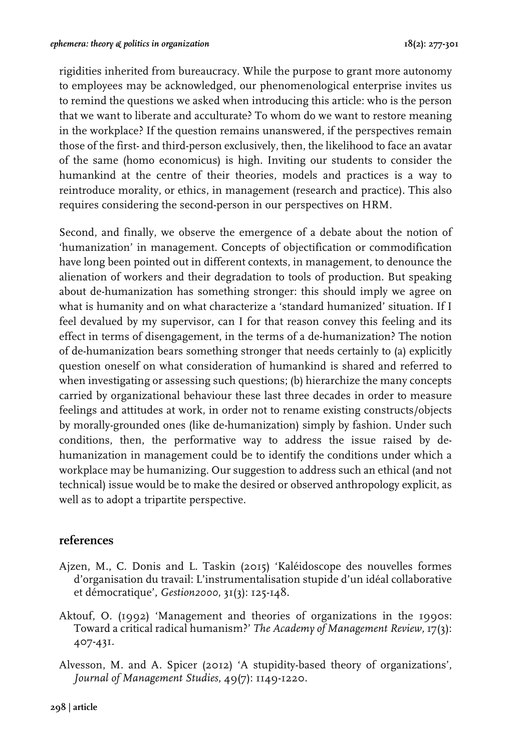rigidities inherited from bureaucracy. While the purpose to grant more autonomy to employees may be acknowledged, our phenomenological enterprise invites us to remind the questions we asked when introducing this article: who is the person that we want to liberate and acculturate? To whom do we want to restore meaning in the workplace? If the question remains unanswered, if the perspectives remain those of the first- and third-person exclusively, then, the likelihood to face an avatar of the same (homo economicus) is high. Inviting our students to consider the humankind at the centre of their theories, models and practices is a way to reintroduce morality, or ethics, in management (research and practice). This also requires considering the second-person in our perspectives on HRM.

Second, and finally, we observe the emergence of a debate about the notion of 'humanization' in management. Concepts of objectification or commodification have long been pointed out in different contexts, in management, to denounce the alienation of workers and their degradation to tools of production. But speaking about de-humanization has something stronger: this should imply we agree on what is humanity and on what characterize a 'standard humanized' situation. If I feel devalued by my supervisor, can I for that reason convey this feeling and its effect in terms of disengagement, in the terms of a de-humanization? The notion of de-humanization bears something stronger that needs certainly to (a) explicitly question oneself on what consideration of humankind is shared and referred to when investigating or assessing such questions; (b) hierarchize the many concepts carried by organizational behaviour these last three decades in order to measure feelings and attitudes at work, in order not to rename existing constructs/objects by morally-grounded ones (like de-humanization) simply by fashion. Under such conditions, then, the performative way to address the issue raised by de-humanization in management could be to identify the conditions under which a workplace may be humanizing. Our suggestion to address such an ethical (and not technical) issue would be to make the desired or observed anthropology explicit, as well as to adopt a tripartite perspective.

## references

Ajzen, M., C. Donis and L. Taskin (2015) 'Kaléidoscope des nouvelles formes d'organisation du travail: L'instrumentalisation stupide d'un idéal collaborative et démocratique', *Gestion2000*, 31(3): 125-148.

Aktouf, O. (1992) 'Management and theories of organizations in the 1990s: Toward a critical radical humanism?' *The Academy of Management Review*, 17(3): 407-431.

Alvesson, M. and A. Spicer (2012) 'A stupidity-based theory of organizations', *Journal of Management Studies*, 49(7): 1149-1220.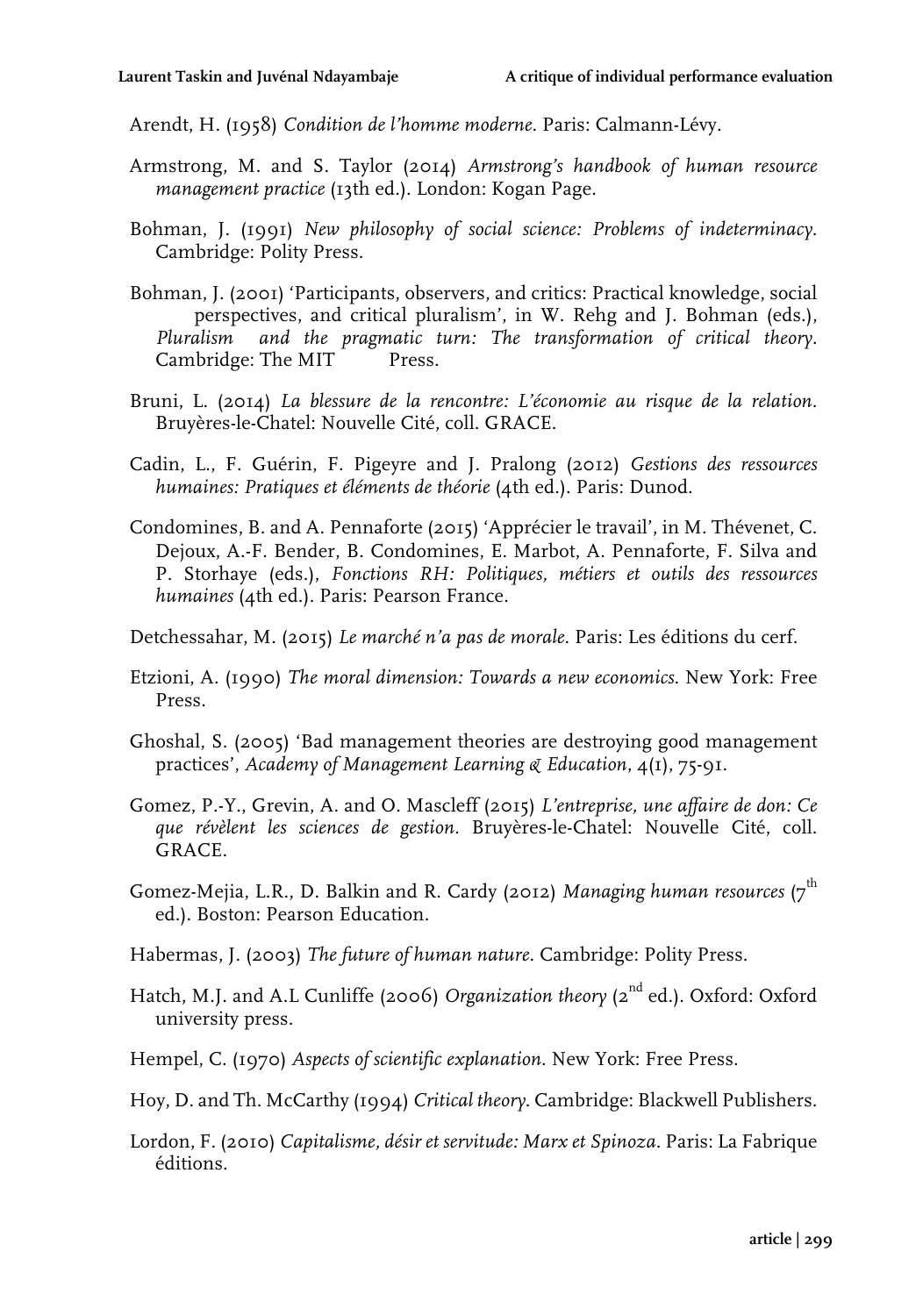Arendt, H. (1958) *Condition de l'homme moderne*. Paris: Calmann-Lévy.

Armstrong, M. and S. Taylor (2014) *Armstrong's handbook of human resource management practice* (13th ed.). London: Kogan Page.

Bohman, J. (1991) *New philosophy of social science: Problems of indeterminacy*. Cambridge: Polity Press.

Bohman, J. (2001) 'Participants, observers, and critics: Practical knowledge, social perspectives, and critical pluralism', in W. Rehg and J. Bohman (eds.), *Pluralism and the pragmatic turn: The transformation of critical theory*. Cambridge: The MIT Press.

Bruni, L. (2014) *La blessure de la rencontre: L'économie au risque de la relation*. Bruyères-le-Chatel: Nouvelle Cité, coll. GRACE.

Cadin, L., F. Guérin, F. Pigeyre and J. Pralong (2012) *Gestions des ressources humaines: Pratiques et éléments de théorie* (4th ed.). Paris: Dunod.

Condomines, B. and A. Pennaforte (2015) 'Apprécier le travail', in M. Thévenet, C. Dejoux, A.-F. Bender, B. Condomines, E. Marbot, A. Pennaforte, F. Silva and P. Storhaye (eds.), *Fonctions RH: Politiques, métiers et outils des ressources humaines* (4th ed.). Paris: Pearson France.

Detchessahar, M. (2015) *Le marché n'a pas de morale*. Paris: Les éditions du cerf.

Etzioni, A. (1990) *The moral dimension: Towards a new economics*. New York: Free Press.

Ghoshal, S. (2005) 'Bad management theories are destroying good management practices', *Academy of Management Learning & Education*, 4(1), 75-91.

Gomez, P.-Y., Grevin, A. and O. Mascleff (2015) *L'entreprise, une affaire de don: Ce que révèlent les sciences de gestion*. Bruyères-le-Chatel: Nouvelle Cité, coll. GRACE.

Gomez-Mejia, L.R., D. Balkin and R. Cardy (2012) *Managing human resources* (7th ed.). Boston: Pearson Education.

Habermas, J. (2003) *The future of human nature*. Cambridge: Polity Press.

Hatch, M.J. and A.L Cunliffe (2006) *Organization theory* (2nd ed.). Oxford: Oxford university press.

Hempel, C. (1970) *Aspects of scientific explanation*. New York: Free Press.

Hoy, D. and Th. McCarthy (1994) *Critical theory*. Cambridge: Blackwell Publishers.

Lordon, F. (2010) *Capitalisme, désir et servitude: Marx et Spinoza*. Paris: La Fabrique éditions.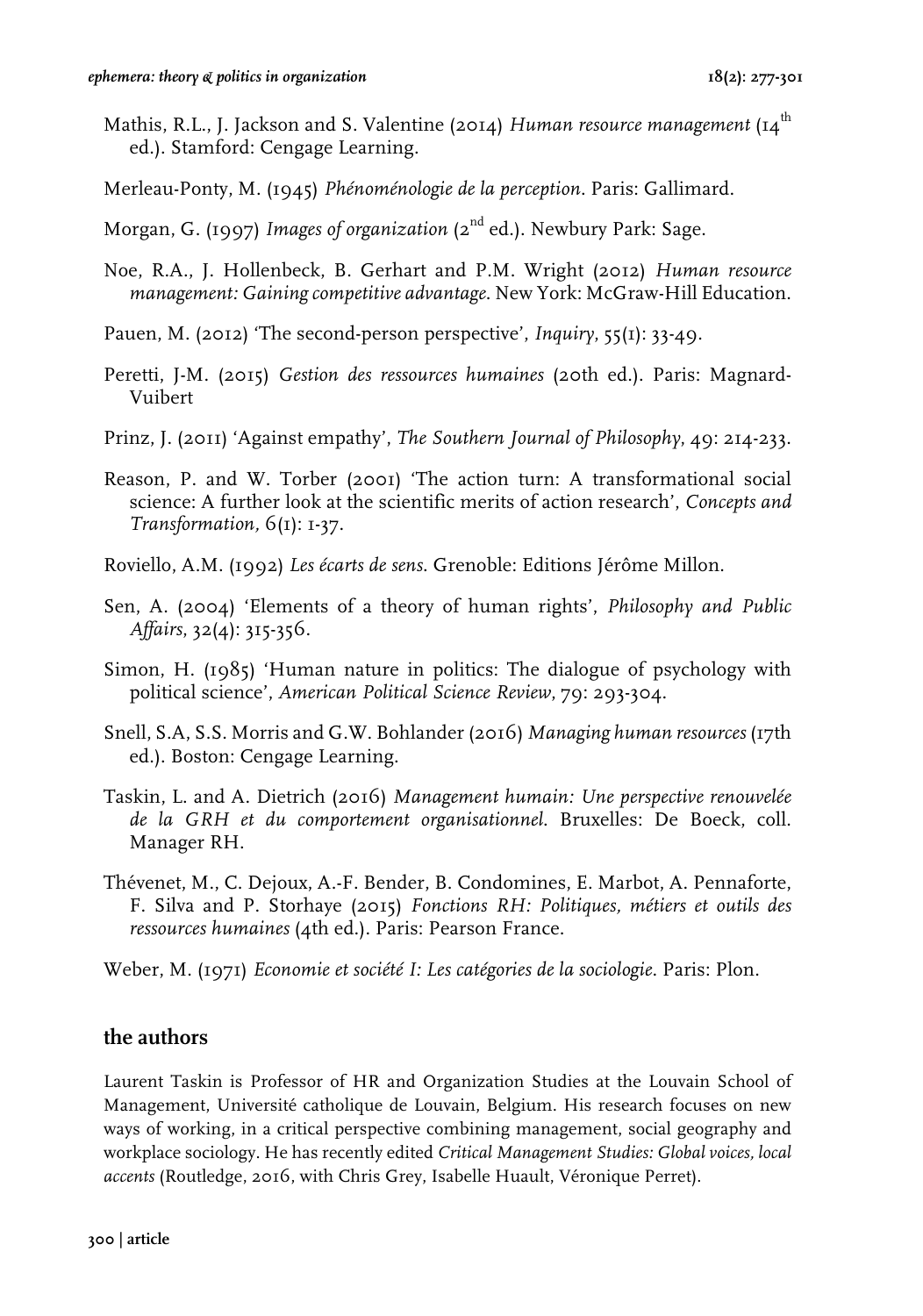Mathis, R.L., J. Jackson and S. Valentine (2014) *Human resource management* (14th ed.). Stamford: Cengage Learning.

Merleau-Ponty, M. (1945) *Phénoménologie de la perception*. Paris: Gallimard.

Morgan, G. (1997) *Images of organization* (2nd ed.). Newbury Park: Sage.

Noe, R.A., J. Hollenbeck, B. Gerhart and P.M. Wright (2012) *Human resource management: Gaining competitive advantage*. New York: McGraw-Hill Education.

Pauen, M. (2012) 'The second-person perspective', *Inquiry*, 55(1): 33-49.

Peretti, J-M. (2015) *Gestion des ressources humaines* (20th ed.). Paris: Magnard-Vuibert

Prinz, J. (2011) 'Against empathy', *The Southern Journal of Philosophy*, 49: 214-233.

Reason, P. and W. Torber (2001) 'The action turn: A transformational social science: A further look at the scientific merits of action research', *Concepts and Transformation*, 6(1): 1-37.

Roviello, A.M. (1992) *Les écarts de sens*. Grenoble: Editions Jérôme Millon.

Sen, A. (2004) 'Elements of a theory of human rights', *Philosophy and Public Affairs*, 32(4): 315-356.

Simon, H. (1985) 'Human nature in politics: The dialogue of psychology with political science', *American Political Science Review*, 79: 293-304.

Snell, S.A, S.S. Morris and G.W. Bohlander (2016) *Managing human resources* (17th ed.). Boston: Cengage Learning.

Taskin, L. and A. Dietrich (2016) *Management humain: Une perspective renouvelée de la GRH et du comportement organisationnel*. Bruxelles: De Boeck, coll. Manager RH.

Thévenet, M., C. Dejoux, A.-F. Bender, B. Condomines, E. Marbot, A. Pennaforte, F. Silva and P. Storhaye (2015) *Fonctions RH: Politiques, métiers et outils des ressources humaines* (4th ed.). Paris: Pearson France.

Weber, M. (1971) *Economie et société I: Les catégories de la sociologie*. Paris: Plon.

## the authors

Laurent Taskin is Professor of HR and Organization Studies at the Louvain School of Management, Université catholique de Louvain, Belgium. His research focuses on new ways of working, in a critical perspective combining management, social geography and workplace sociology. He has recently edited *Critical Management Studies: Global voices, local accents* (Routledge, 2016, with Chris Grey, Isabelle Huault, Véronique Perret).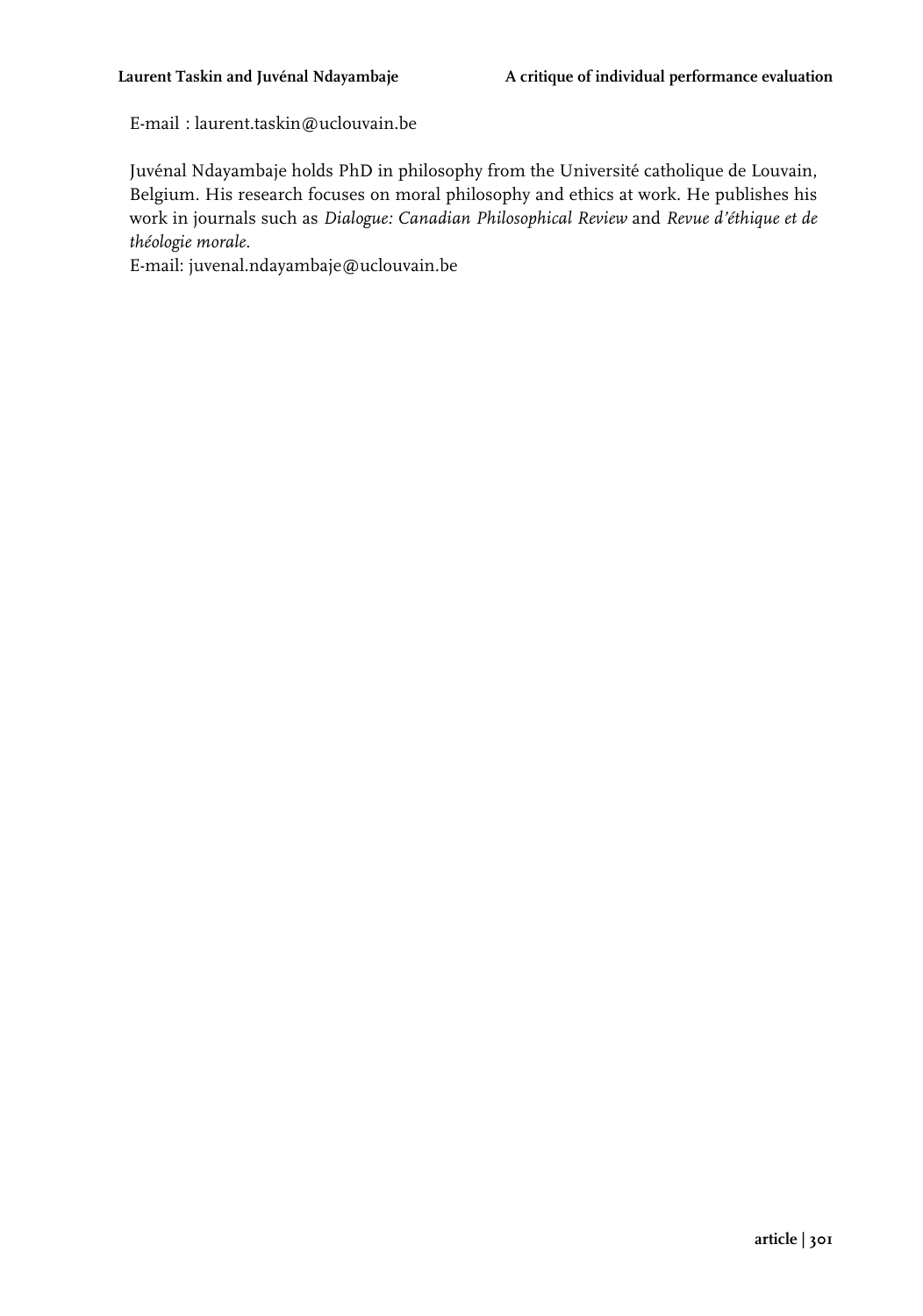E-mail : laurent.taskin@uclouvain.be

Juvénal Ndayambaje holds PhD in philosophy from the Université catholique de Louvain, Belgium. His research focuses on moral philosophy and ethics at work. He publishes his work in journals such as *Dialogue: Canadian Philosophical Review* and *Revue d'éthique et de théologie morale*.
E-mail: juvenal.ndayambaje@uclouvain.be